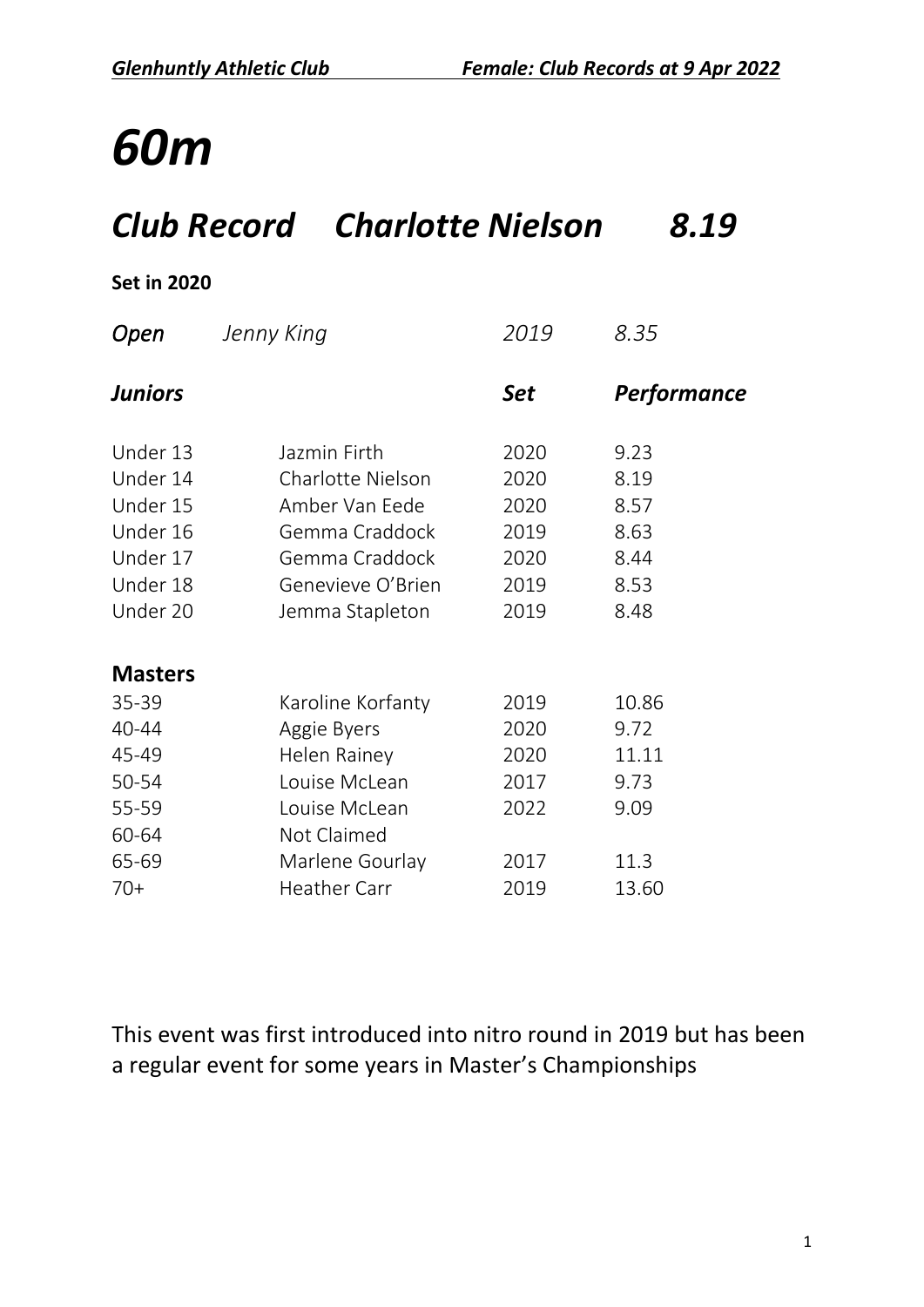# *60m*

## *Club Record Charlotte Nielson 8.19*

**Set in 2020**

| *Open* | *Jenny King* | *2019* | *8.35* |
|---|---|---|---|
| ***Juniors*** | | ***Set*** | ***Performance*** |
| Under 13 | Jazmin Firth | 2020 | 9.23 |
| Under 14 | Charlotte Nielson | 2020 | 8.19 |
| Under 15 | Amber Van Eede | 2020 | 8.57 |
| Under 16 | Gemma Craddock | 2019 | 8.63 |
| Under 17 | Gemma Craddock | 2020 | 8.44 |
| Under 18 | Genevieve O'Brien | 2019 | 8.53 |
| Under 20 | Jemma Stapleton | 2019 | 8.48 |
| **Masters** | | | |
| 35-39 | Karoline Korfanty | 2019 | 10.86 |
| 40-44 | Aggie Byers | 2020 | 9.72 |
| 45-49 | Helen Rainey | 2020 | 11.11 |
| 50-54 | Louise McLean | 2017 | 9.73 |
| 55-59 | Louise McLean | 2022 | 9.09 |
| 60-64 | Not Claimed | | |
| 65-69 | Marlene Gourlay | 2017 | 11.3 |
| 70+ | Heather Carr | 2019 | 13.60 |

This event was first introduced into nitro round in 2019 but has been a regular event for some years in Master's Championships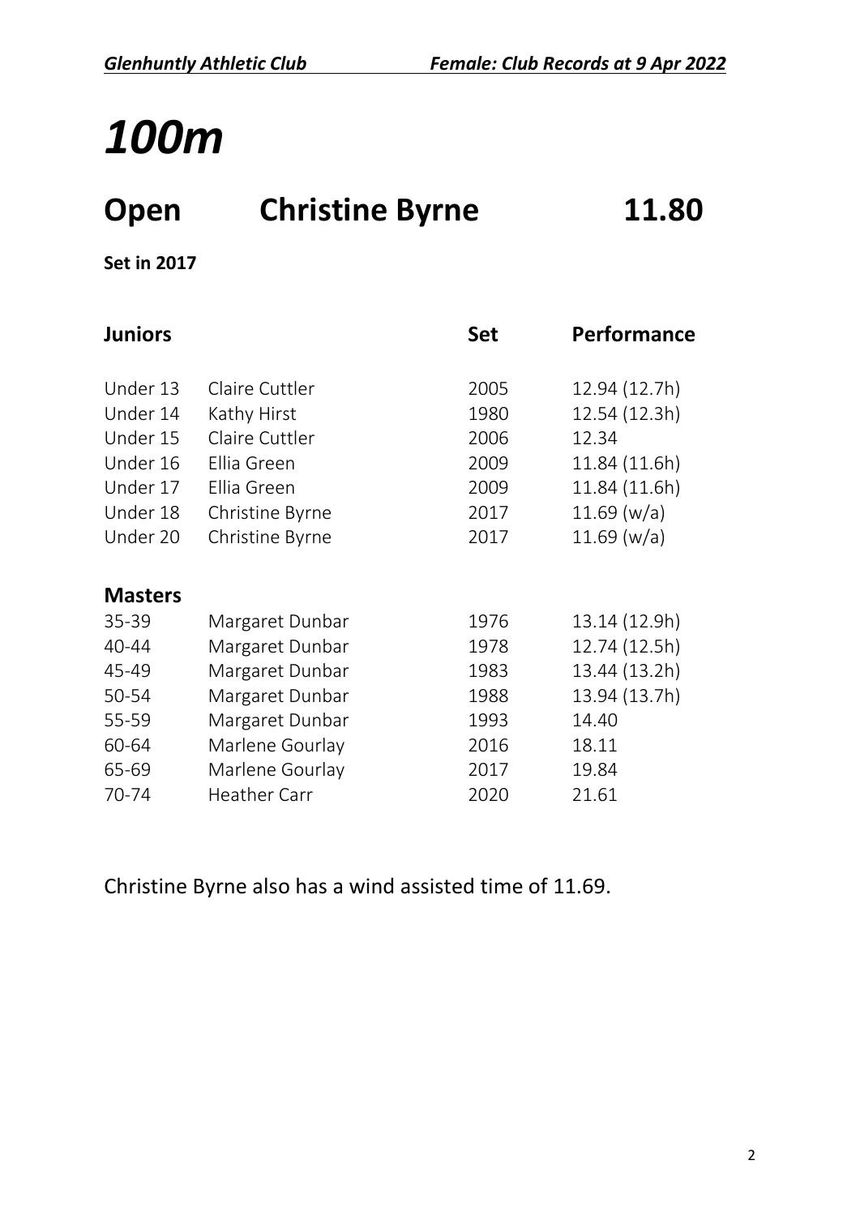# *100m*

## Open Christine Byrne 11.80

**Set in 2017**

| **Juniors** | | **Set** | **Performance** |
|---|---|---|---|
| Under 13 | Claire Cuttler | 2005 | 12.94 (12.7h) |
| Under 14 | Kathy Hirst | 1980 | 12.54 (12.3h) |
| Under 15 | Claire Cuttler | 2006 | 12.34 |
| Under 16 | Ellia Green | 2009 | 11.84 (11.6h) |
| Under 17 | Ellia Green | 2009 | 11.84 (11.6h) |
| Under 18 | Christine Byrne | 2017 | 11.69 (w/a) |
| Under 20 | Christine Byrne | 2017 | 11.69 (w/a) |

| **Masters** | | | |
|---|---|---|---|
| 35-39 | Margaret Dunbar | 1976 | 13.14 (12.9h) |
| 40-44 | Margaret Dunbar | 1978 | 12.74 (12.5h) |
| 45-49 | Margaret Dunbar | 1983 | 13.44 (13.2h) |
| 50-54 | Margaret Dunbar | 1988 | 13.94 (13.7h) |
| 55-59 | Margaret Dunbar | 1993 | 14.40 |
| 60-64 | Marlene Gourlay | 2016 | 18.11 |
| 65-69 | Marlene Gourlay | 2017 | 19.84 |
| 70-74 | Heather Carr | 2020 | 21.61 |

Christine Byrne also has a wind assisted time of 11.69.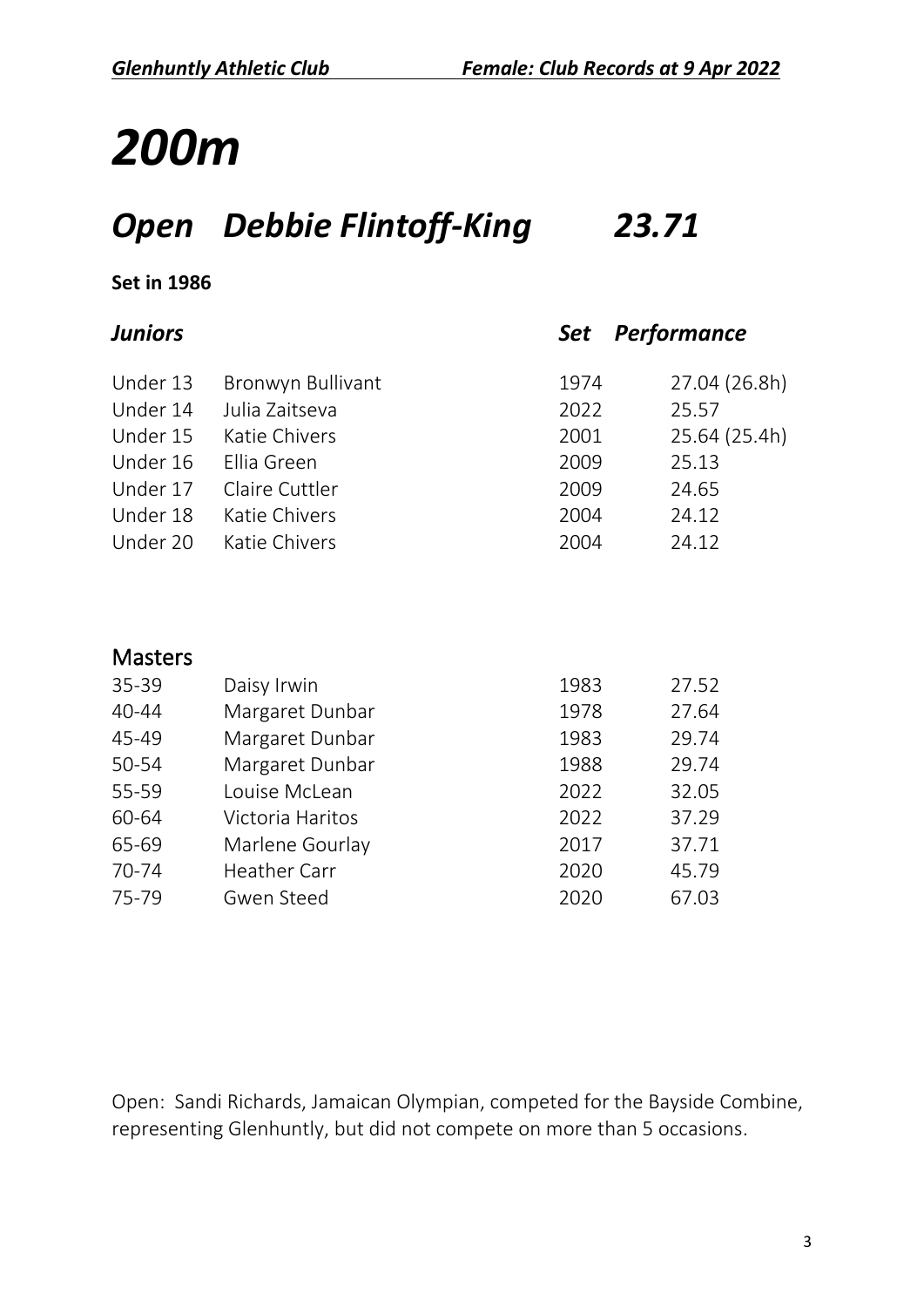# *200m*

## *Open Debbie Flintoff-King 23.71*

**Set in 1986**

| ***Juniors*** | | ***Set*** | ***Performance*** |
|---|---|---|---|
| Under 13 | Bronwyn Bullivant | 1974 | 27.04 (26.8h) |
| Under 14 | Julia Zaitseva | 2022 | 25.57 |
| Under 15 | Katie Chivers | 2001 | 25.64 (25.4h) |
| Under 16 | Ellia Green | 2009 | 25.13 |
| Under 17 | Claire Cuttler | 2009 | 24.65 |
| Under 18 | Katie Chivers | 2004 | 24.12 |
| Under 20 | Katie Chivers | 2004 | 24.12 |

| Masters | | | |
|---|---|---|---|
| 35-39 | Daisy Irwin | 1983 | 27.52 |
| 40-44 | Margaret Dunbar | 1978 | 27.64 |
| 45-49 | Margaret Dunbar | 1983 | 29.74 |
| 50-54 | Margaret Dunbar | 1988 | 29.74 |
| 55-59 | Louise McLean | 2022 | 32.05 |
| 60-64 | Victoria Haritos | 2022 | 37.29 |
| 65-69 | Marlene Gourlay | 2017 | 37.71 |
| 70-74 | Heather Carr | 2020 | 45.79 |
| 75-79 | Gwen Steed | 2020 | 67.03 |

Open: Sandi Richards, Jamaican Olympian, competed for the Bayside Combine, representing Glenhuntly, but did not compete on more than 5 occasions.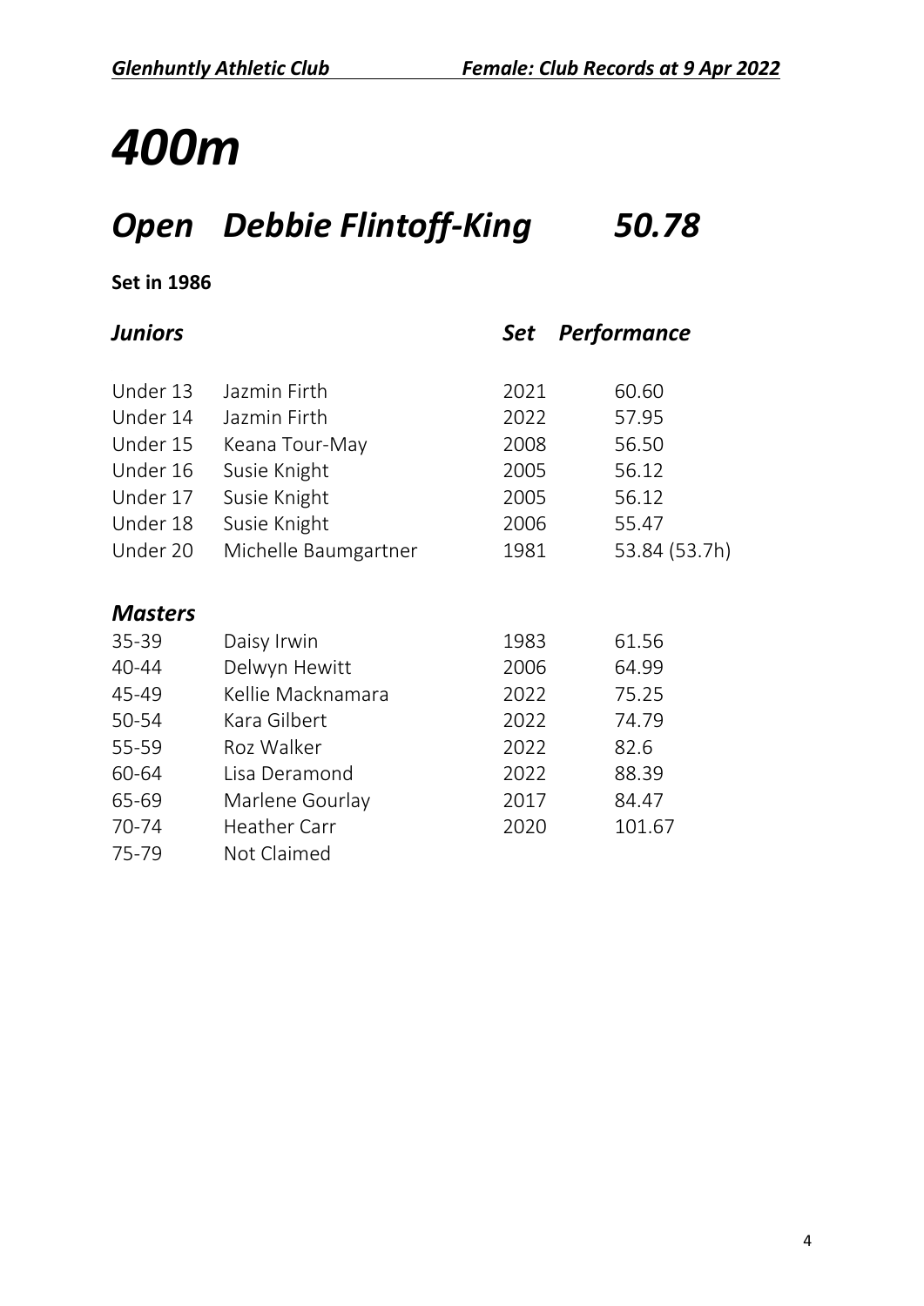# 400m

## Open Debbie Flintoff-King 50.78

**Set in 1986**

| *Juniors* | | *Set* | *Performance* |
|---|---|---|---|
| Under 13 | Jazmin Firth | 2021 | 60.60 |
| Under 14 | Jazmin Firth | 2022 | 57.95 |
| Under 15 | Keana Tour-May | 2008 | 56.50 |
| Under 16 | Susie Knight | 2005 | 56.12 |
| Under 17 | Susie Knight | 2005 | 56.12 |
| Under 18 | Susie Knight | 2006 | 55.47 |
| Under 20 | Michelle Baumgartner | 1981 | 53.84 (53.7h) |

| *Masters* | | | |
|---|---|---|---|
| 35-39 | Daisy Irwin | 1983 | 61.56 |
| 40-44 | Delwyn Hewitt | 2006 | 64.99 |
| 45-49 | Kellie Macknamara | 2022 | 75.25 |
| 50-54 | Kara Gilbert | 2022 | 74.79 |
| 55-59 | Roz Walker | 2022 | 82.6 |
| 60-64 | Lisa Deramond | 2022 | 88.39 |
| 65-69 | Marlene Gourlay | 2017 | 84.47 |
| 70-74 | Heather Carr | 2020 | 101.67 |
| 75-79 | Not Claimed | | |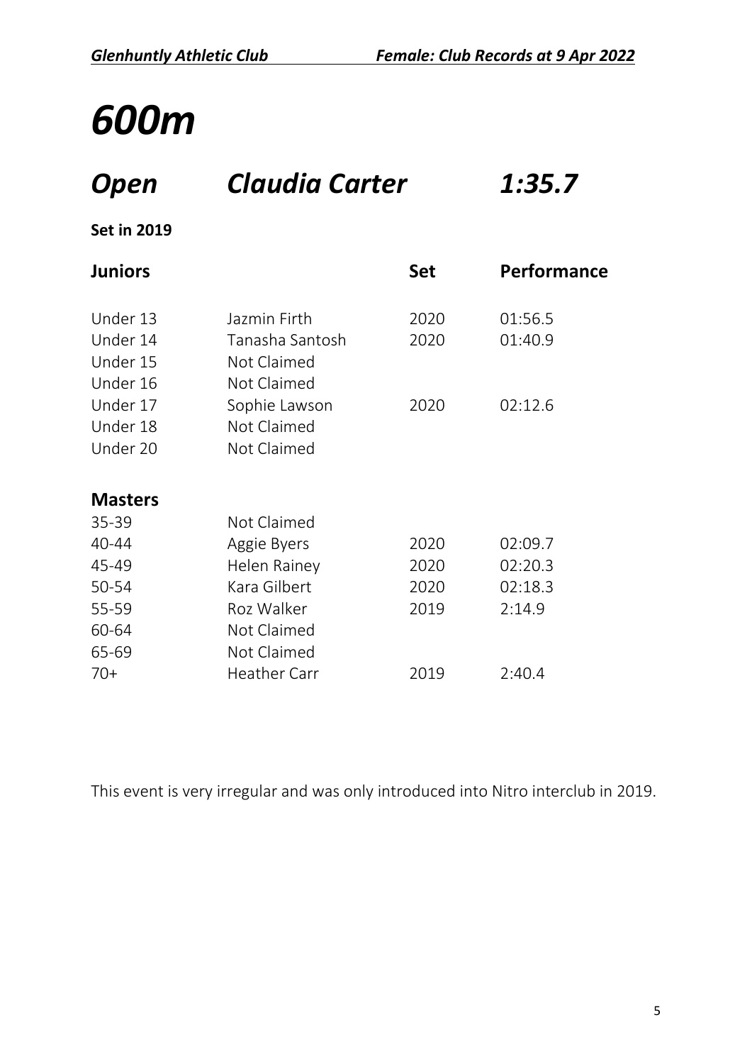# *600m*

## *Open* *Claudia Carter* *1:35.7*

**Set in 2019**

| **Juniors** | | **Set** | **Performance** |
|---|---|---|---|
| Under 13 | Jazmin Firth | 2020 | 01:56.5 |
| Under 14 | Tanasha Santosh | 2020 | 01:40.9 |
| Under 15 | Not Claimed | | |
| Under 16 | Not Claimed | | |
| Under 17 | Sophie Lawson | 2020 | 02:12.6 |
| Under 18 | Not Claimed | | |
| Under 20 | Not Claimed | | |
| **Masters** | | | |
| 35-39 | Not Claimed | | |
| 40-44 | Aggie Byers | 2020 | 02:09.7 |
| 45-49 | Helen Rainey | 2020 | 02:20.3 |
| 50-54 | Kara Gilbert | 2020 | 02:18.3 |
| 55-59 | Roz Walker | 2019 | 2:14.9 |
| 60-64 | Not Claimed | | |
| 65-69 | Not Claimed | | |
| 70+ | Heather Carr | 2019 | 2:40.4 |

This event is very irregular and was only introduced into Nitro interclub in 2019.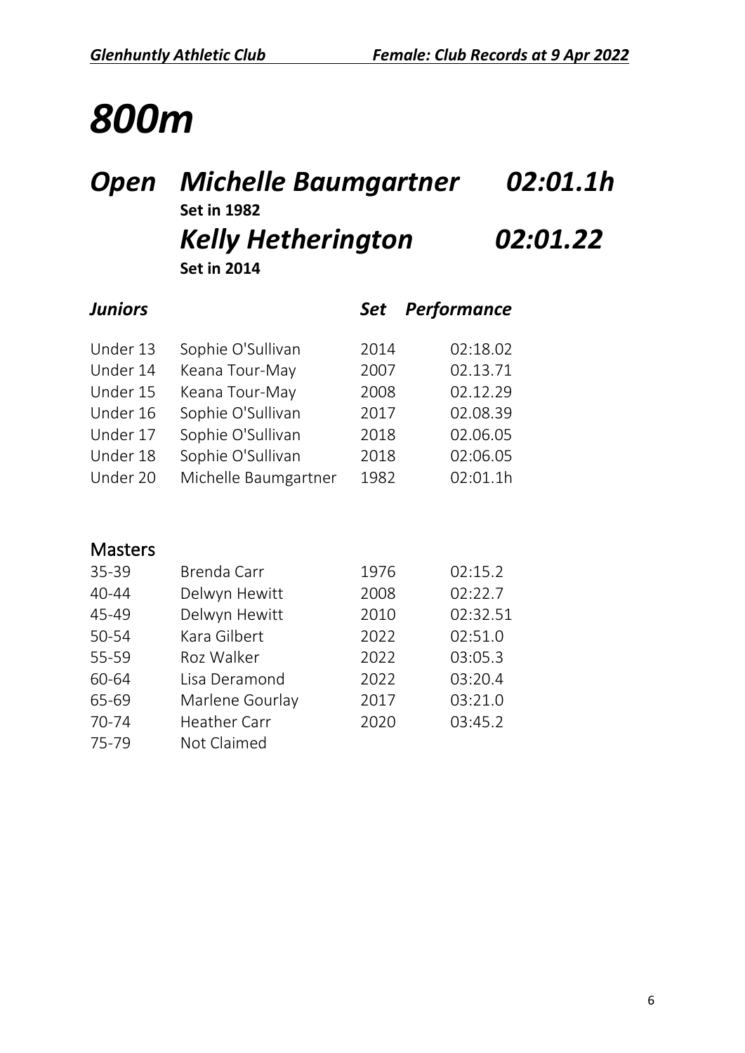# *800m*

## *Open* *Michelle Baumgartner* *02:01.1h*

**Set in 1982**

## *Kelly Hetherington* *02:01.22*

**Set in 2014**

| *Juniors* | | *Set* | *Performance* |
|---|---|---|---|
| Under 13 | Sophie O'Sullivan | 2014 | 02:18.02 |
| Under 14 | Keana Tour-May | 2007 | 02.13.71 |
| Under 15 | Keana Tour-May | 2008 | 02.12.29 |
| Under 16 | Sophie O'Sullivan | 2017 | 02.08.39 |
| Under 17 | Sophie O'Sullivan | 2018 | 02.06.05 |
| Under 18 | Sophie O'Sullivan | 2018 | 02:06.05 |
| Under 20 | Michelle Baumgartner | 1982 | 02:01.1h |

| Masters | | | |
|---|---|---|---|
| 35-39 | Brenda Carr | 1976 | 02:15.2 |
| 40-44 | Delwyn Hewitt | 2008 | 02:22.7 |
| 45-49 | Delwyn Hewitt | 2010 | 02:32.51 |
| 50-54 | Kara Gilbert | 2022 | 02:51.0 |
| 55-59 | Roz Walker | 2022 | 03:05.3 |
| 60-64 | Lisa Deramond | 2022 | 03:20.4 |
| 65-69 | Marlene Gourlay | 2017 | 03:21.0 |
| 70-74 | Heather Carr | 2020 | 03:45.2 |
| 75-79 | Not Claimed | | |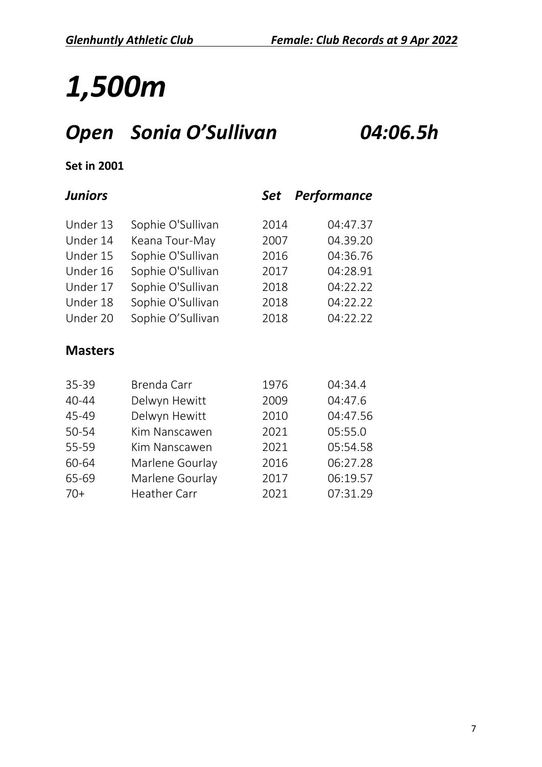# *1,500m*

## *Open Sonia O'Sullivan 04:06.5h*

**Set in 2001**

| *Juniors* | | *Set* | *Performance* |
|---|---|---|---|
| Under 13 | Sophie O'Sullivan | 2014 | 04:47.37 |
| Under 14 | Keana Tour-May | 2007 | 04.39.20 |
| Under 15 | Sophie O'Sullivan | 2016 | 04:36.76 |
| Under 16 | Sophie O'Sullivan | 2017 | 04:28.91 |
| Under 17 | Sophie O'Sullivan | 2018 | 04:22.22 |
| Under 18 | Sophie O'Sullivan | 2018 | 04:22.22 |
| Under 20 | Sophie O'Sullivan | 2018 | 04:22.22 |

## **Masters**

| | | | |
|---|---|---|---|
| 35-39 | Brenda Carr | 1976 | 04:34.4 |
| 40-44 | Delwyn Hewitt | 2009 | 04:47.6 |
| 45-49 | Delwyn Hewitt | 2010 | 04:47.56 |
| 50-54 | Kim Nanscawen | 2021 | 05:55.0 |
| 55-59 | Kim Nanscawen | 2021 | 05:54.58 |
| 60-64 | Marlene Gourlay | 2016 | 06:27.28 |
| 65-69 | Marlene Gourlay | 2017 | 06:19.57 |
| 70+ | Heather Carr | 2021 | 07:31.29 |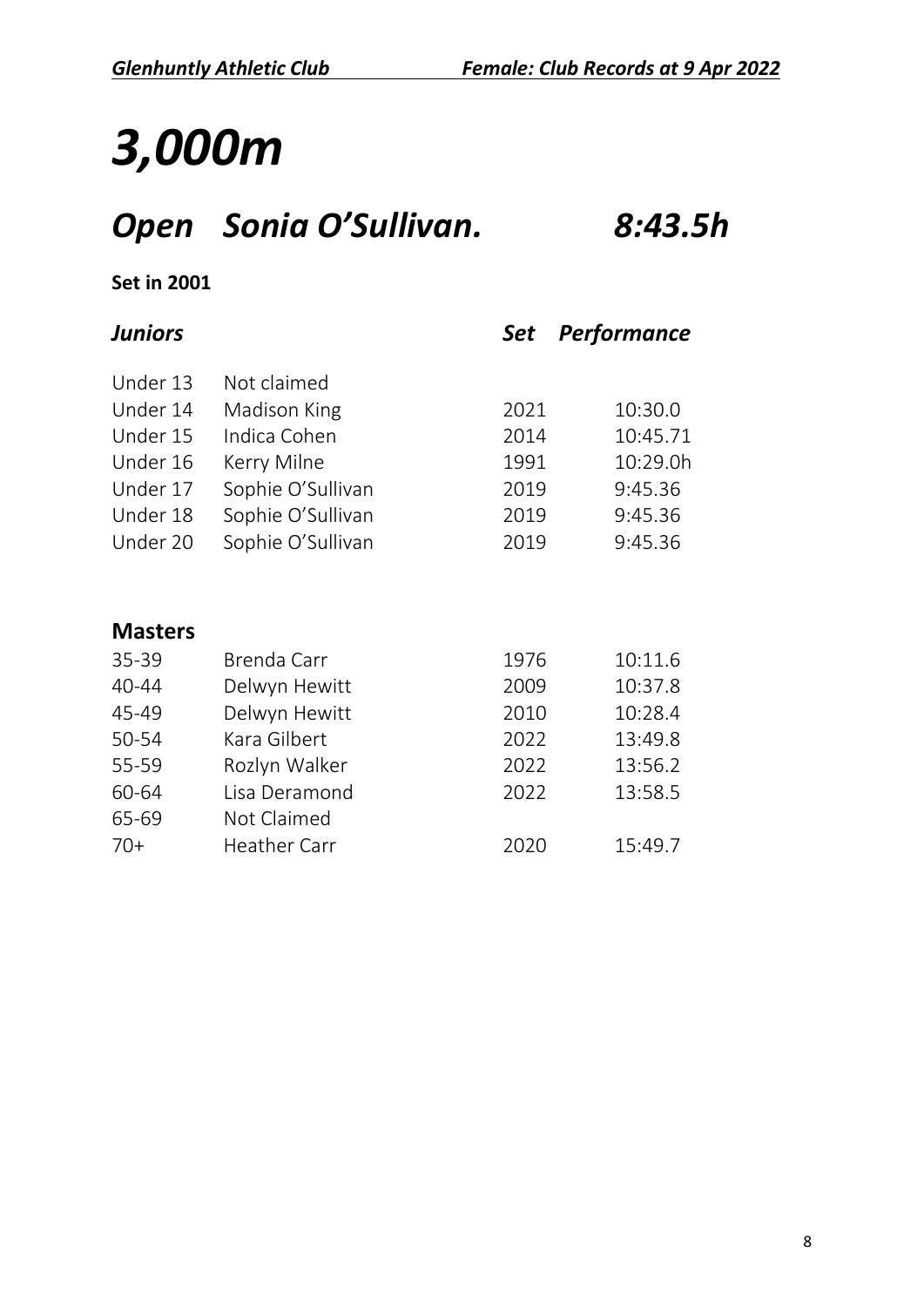# *3,000m*

## *Open Sonia O'Sullivan. 8:43.5h*

**Set in 2001**

| ***Juniors*** | | ***Set*** | ***Performance*** |
|---|---|---|---|
| Under 13 | Not claimed | | |
| Under 14 | Madison King | 2021 | 10:30.0 |
| Under 15 | Indica Cohen | 2014 | 10:45.71 |
| Under 16 | Kerry Milne | 1991 | 10:29.0h |
| Under 17 | Sophie O'Sullivan | 2019 | 9:45.36 |
| Under 18 | Sophie O'Sullivan | 2019 | 9:45.36 |
| Under 20 | Sophie O'Sullivan | 2019 | 9:45.36 |

| **Masters** | | | |
|---|---|---|---|
| 35-39 | Brenda Carr | 1976 | 10:11.6 |
| 40-44 | Delwyn Hewitt | 2009 | 10:37.8 |
| 45-49 | Delwyn Hewitt | 2010 | 10:28.4 |
| 50-54 | Kara Gilbert | 2022 | 13:49.8 |
| 55-59 | Rozlyn Walker | 2022 | 13:56.2 |
| 60-64 | Lisa Deramond | 2022 | 13:58.5 |
| 65-69 | Not Claimed | | |
| 70+ | Heather Carr | 2020 | 15:49.7 |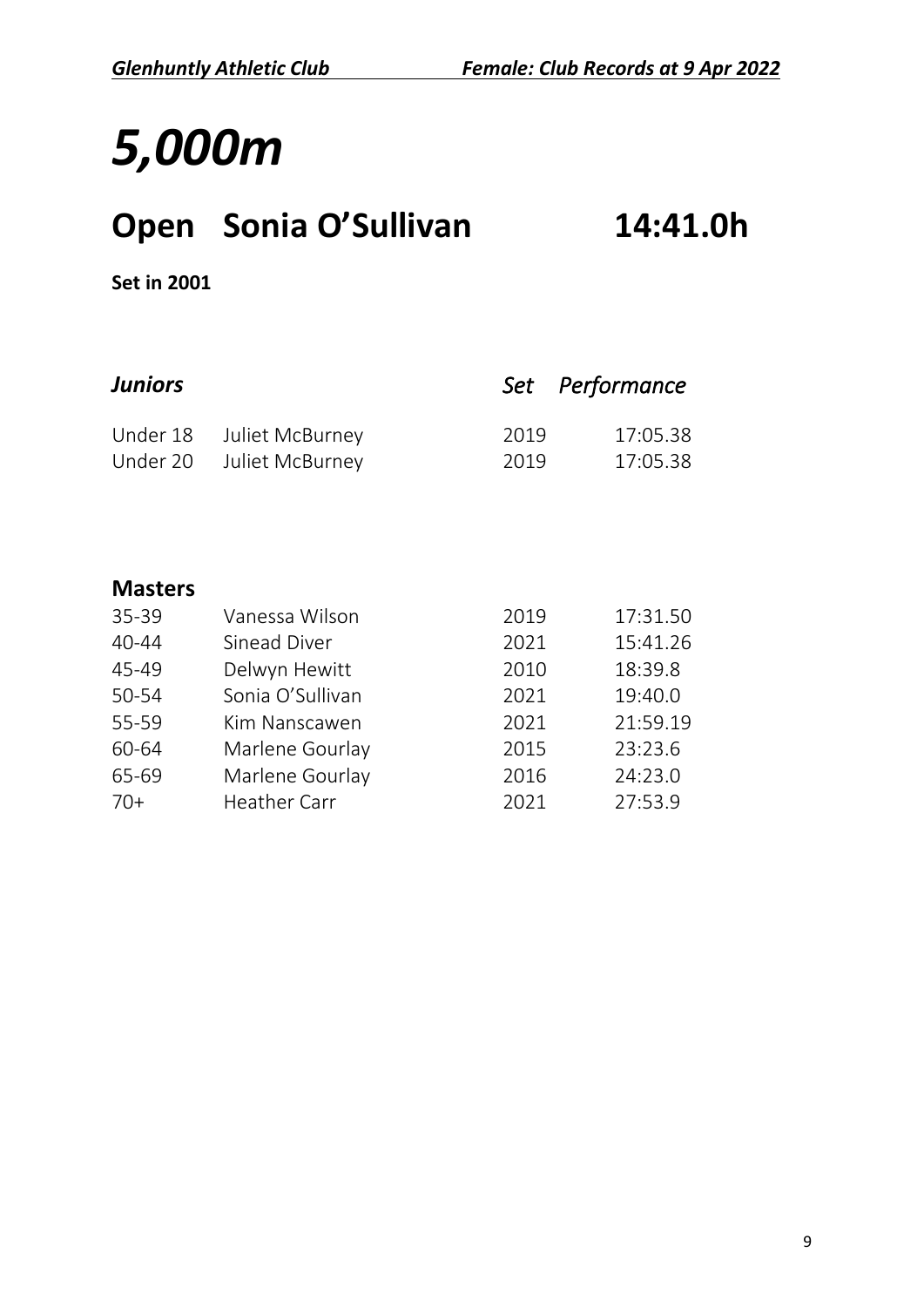# *5,000m*

## Open Sonia O'Sullivan 14:41.0h

**Set in 2001**

| *Juniors* | | *Set* | *Performance* |
|---|---|---|---|
| Under 18 | Juliet McBurney | 2019 | 17:05.38 |
| Under 20 | Juliet McBurney | 2019 | 17:05.38 |

| **Masters** | | | |
|---|---|---|---|
| 35-39 | Vanessa Wilson | 2019 | 17:31.50 |
| 40-44 | Sinead Diver | 2021 | 15:41.26 |
| 45-49 | Delwyn Hewitt | 2010 | 18:39.8 |
| 50-54 | Sonia O'Sullivan | 2021 | 19:40.0 |
| 55-59 | Kim Nanscawen | 2021 | 21:59.19 |
| 60-64 | Marlene Gourlay | 2015 | 23:23.6 |
| 65-69 | Marlene Gourlay | 2016 | 24:23.0 |
| 70+ | Heather Carr | 2021 | 27:53.9 |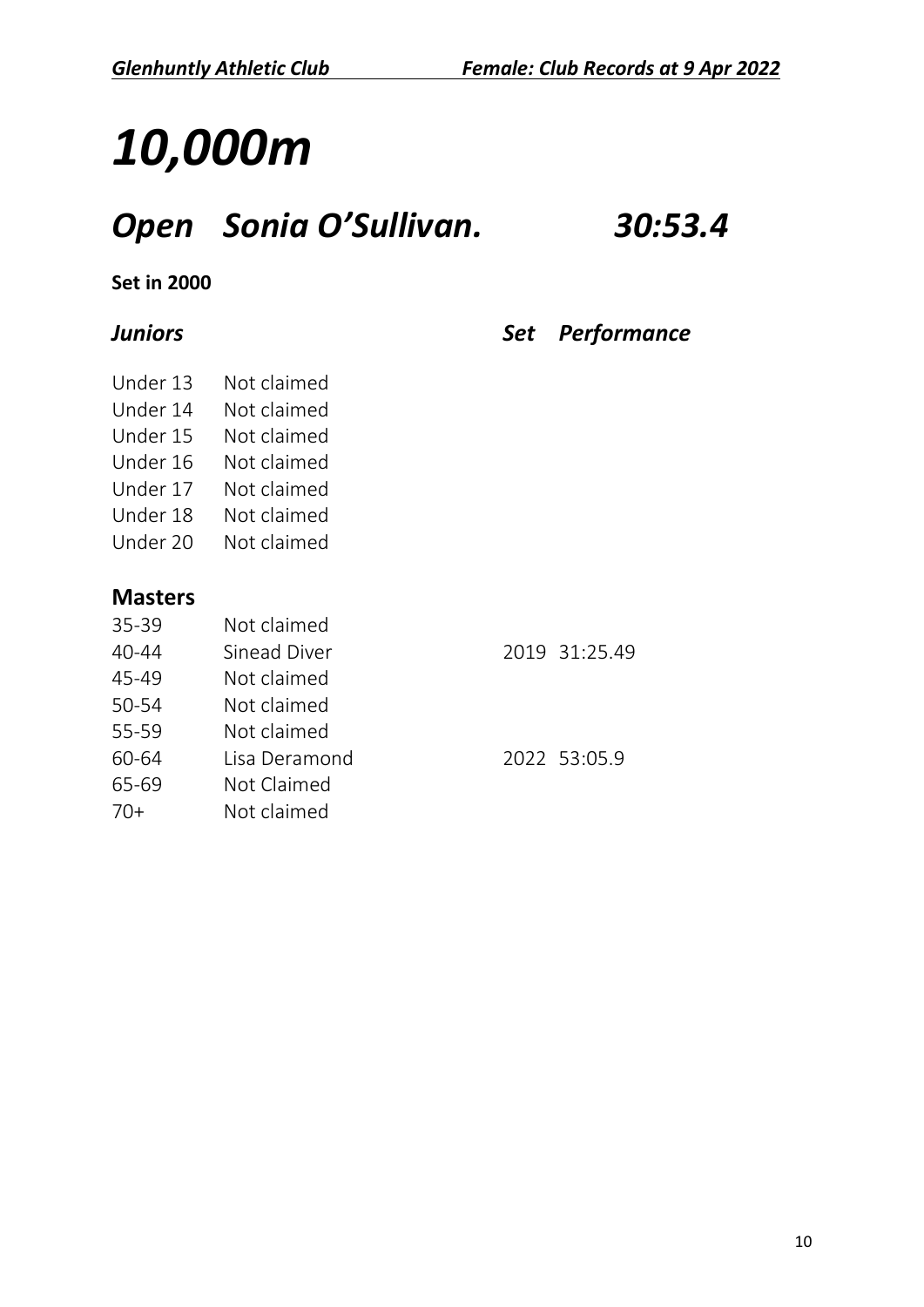# *10,000m*

## *Open Sonia O'Sullivan. 30:53.4*

**Set in 2000**

| *Juniors* | | *Set* | *Performance* |
|---|---|---|---|
| Under 13 | Not claimed | | |
| Under 14 | Not claimed | | |
| Under 15 | Not claimed | | |
| Under 16 | Not claimed | | |
| Under 17 | Not claimed | | |
| Under 18 | Not claimed | | |
| Under 20 | Not claimed | | |
| **Masters** | | | |
| 35-39 | Not claimed | | |
| 40-44 | Sinead Diver | 2019 | 31:25.49 |
| 45-49 | Not claimed | | |
| 50-54 | Not claimed | | |
| 55-59 | Not claimed | | |
| 60-64 | Lisa Deramond | 2022 | 53:05.9 |
| 65-69 | Not Claimed | | |
| 70+ | Not claimed | | |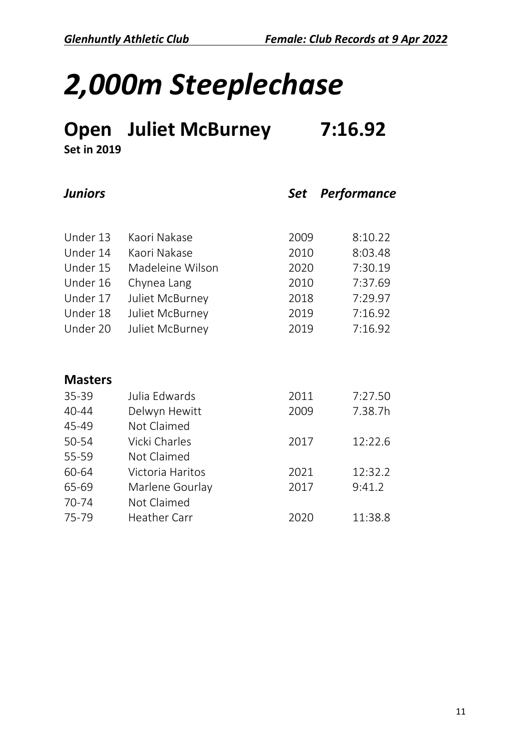# *2,000m Steeplechase*

## Open Juliet McBurney 7:16.92

**Set in 2019**

| ***Juniors*** | | ***Set*** | ***Performance*** |
|---|---|---|---|
| Under 13 | Kaori Nakase | 2009 | 8:10.22 |
| Under 14 | Kaori Nakase | 2010 | 8:03.48 |
| Under 15 | Madeleine Wilson | 2020 | 7:30.19 |
| Under 16 | Chynea Lang | 2010 | 7:37.69 |
| Under 17 | Juliet McBurney | 2018 | 7:29.97 |
| Under 18 | Juliet McBurney | 2019 | 7:16.92 |
| Under 20 | Juliet McBurney | 2019 | 7:16.92 |

**Masters**

| | | | |
|---|---|---|---|
| 35-39 | Julia Edwards | 2011 | 7:27.50 |
| 40-44 | Delwyn Hewitt | 2009 | 7.38.7h |
| 45-49 | Not Claimed | | |
| 50-54 | Vicki Charles | 2017 | 12:22.6 |
| 55-59 | Not Claimed | | |
| 60-64 | Victoria Haritos | 2021 | 12:32.2 |
| 65-69 | Marlene Gourlay | 2017 | 9:41.2 |
| 70-74 | Not Claimed | | |
| 75-79 | Heather Carr | 2020 | 11:38.8 |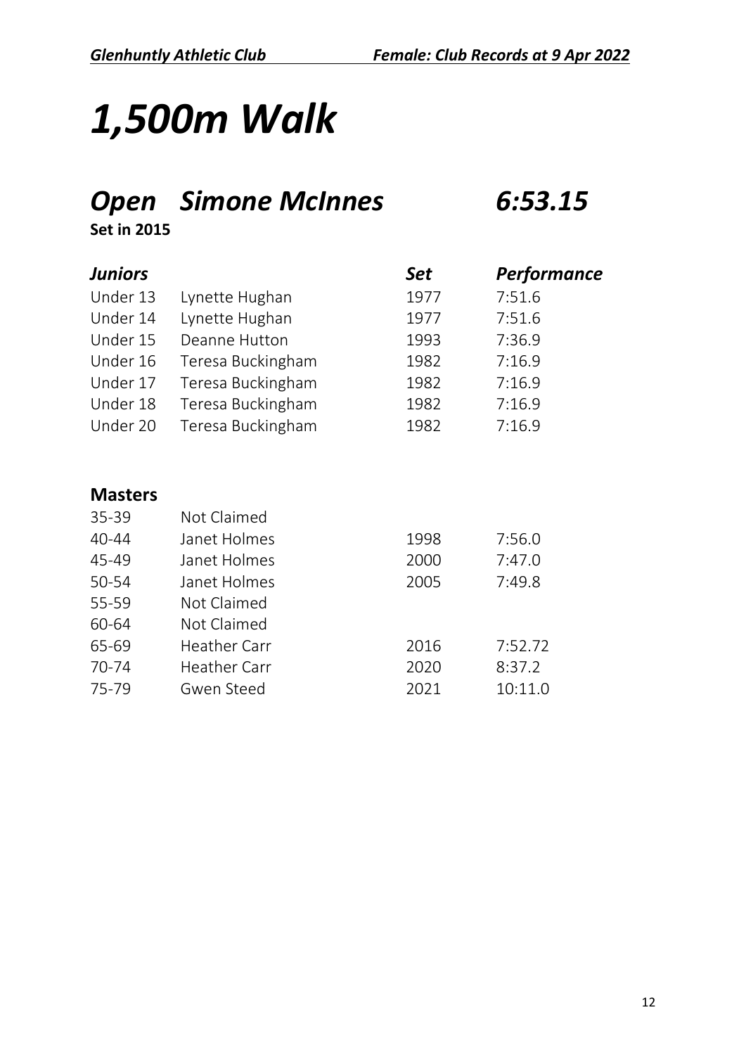# *1,500m Walk*

## *Open Simone McInnes 6:53.15*

**Set in 2015**

| ***Juniors*** | | ***Set*** | ***Performance*** |
|---|---|---|---|
| Under 13 | Lynette Hughan | 1977 | 7:51.6 |
| Under 14 | Lynette Hughan | 1977 | 7:51.6 |
| Under 15 | Deanne Hutton | 1993 | 7:36.9 |
| Under 16 | Teresa Buckingham | 1982 | 7:16.9 |
| Under 17 | Teresa Buckingham | 1982 | 7:16.9 |
| Under 18 | Teresa Buckingham | 1982 | 7:16.9 |
| Under 20 | Teresa Buckingham | 1982 | 7:16.9 |

| **Masters** | | | |
|---|---|---|---|
| 35-39 | Not Claimed | | |
| 40-44 | Janet Holmes | 1998 | 7:56.0 |
| 45-49 | Janet Holmes | 2000 | 7:47.0 |
| 50-54 | Janet Holmes | 2005 | 7:49.8 |
| 55-59 | Not Claimed | | |
| 60-64 | Not Claimed | | |
| 65-69 | Heather Carr | 2016 | 7:52.72 |
| 70-74 | Heather Carr | 2020 | 8:37.2 |
| 75-79 | Gwen Steed | 2021 | 10:11.0 |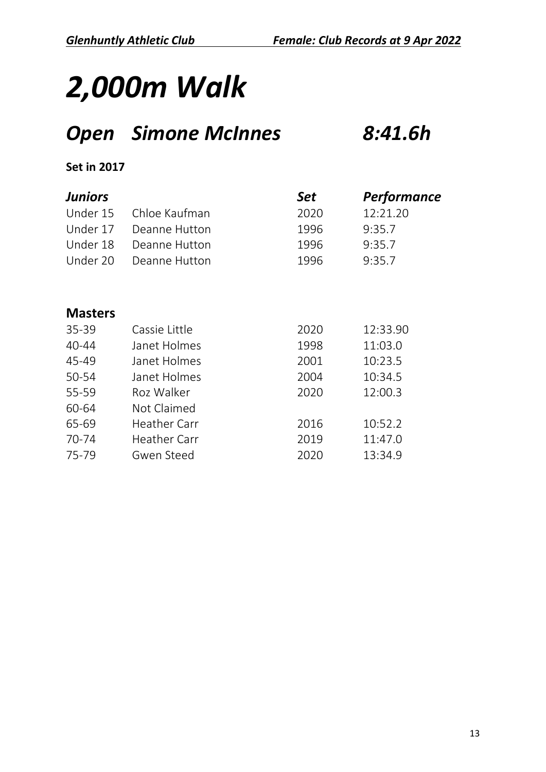# *2,000m Walk*

## *Open Simone McInnes 8:41.6h*

**Set in 2017**

| ***Juniors*** | | ***Set*** | ***Performance*** |
|---|---|---|---|
| Under 15 | Chloe Kaufman | 2020 | 12:21.20 |
| Under 17 | Deanne Hutton | 1996 | 9:35.7 |
| Under 18 | Deanne Hutton | 1996 | 9:35.7 |
| Under 20 | Deanne Hutton | 1996 | 9:35.7 |

| **Masters** | | | |
|---|---|---|---|
| 35-39 | Cassie Little | 2020 | 12:33.90 |
| 40-44 | Janet Holmes | 1998 | 11:03.0 |
| 45-49 | Janet Holmes | 2001 | 10:23.5 |
| 50-54 | Janet Holmes | 2004 | 10:34.5 |
| 55-59 | Roz Walker | 2020 | 12:00.3 |
| 60-64 | Not Claimed | | |
| 65-69 | Heather Carr | 2016 | 10:52.2 |
| 70-74 | Heather Carr | 2019 | 11:47.0 |
| 75-79 | Gwen Steed | 2020 | 13:34.9 |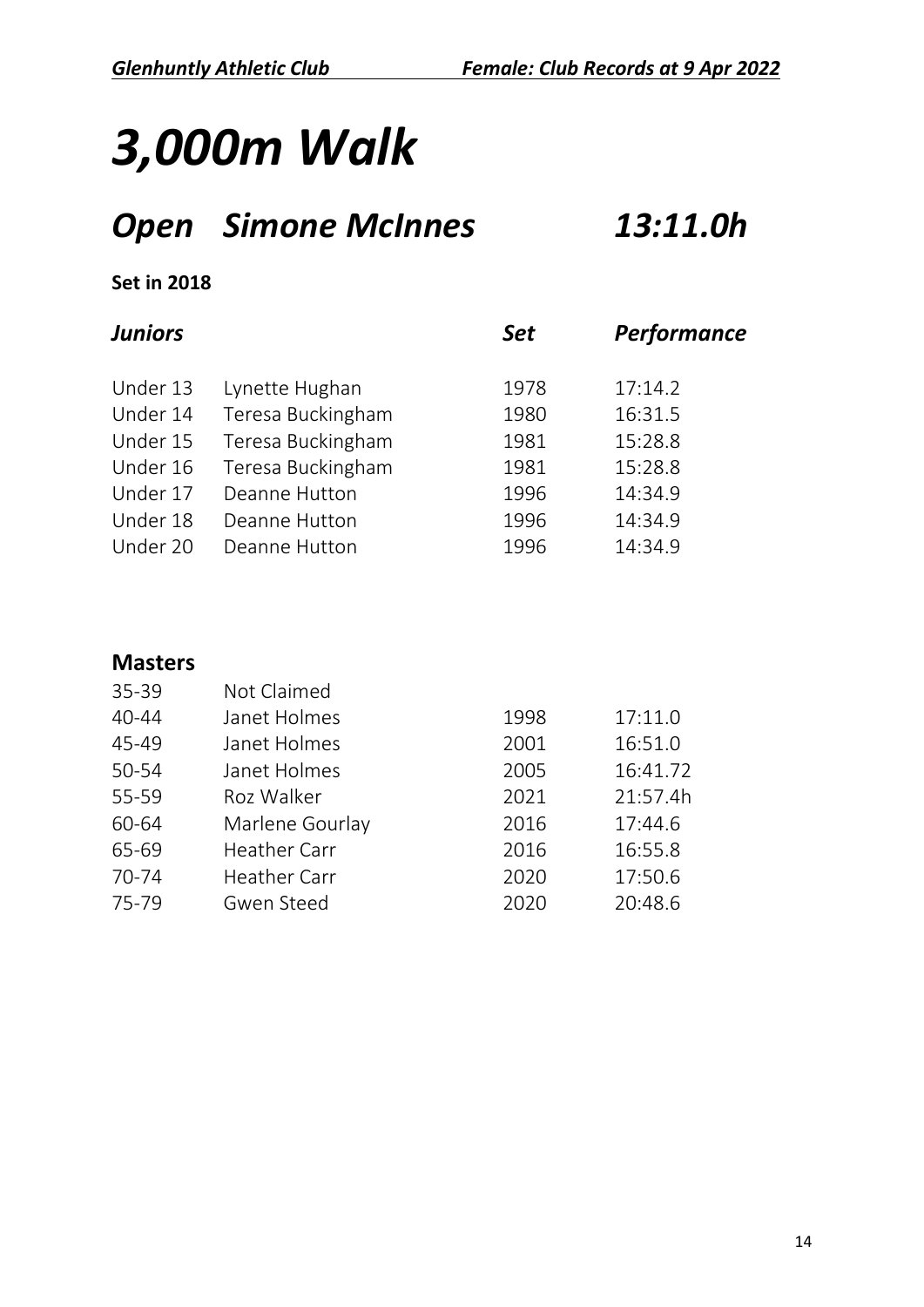# *3,000m Walk*

## *Open Simone McInnes 13:11.0h*

**Set in 2018**

| *Juniors* | | *Set* | *Performance* |
|---|---|---|---|
| Under 13 | Lynette Hughan | 1978 | 17:14.2 |
| Under 14 | Teresa Buckingham | 1980 | 16:31.5 |
| Under 15 | Teresa Buckingham | 1981 | 15:28.8 |
| Under 16 | Teresa Buckingham | 1981 | 15:28.8 |
| Under 17 | Deanne Hutton | 1996 | 14:34.9 |
| Under 18 | Deanne Hutton | 1996 | 14:34.9 |
| Under 20 | Deanne Hutton | 1996 | 14:34.9 |

| **Masters** | | | |
|---|---|---|---|
| 35-39 | Not Claimed | | |
| 40-44 | Janet Holmes | 1998 | 17:11.0 |
| 45-49 | Janet Holmes | 2001 | 16:51.0 |
| 50-54 | Janet Holmes | 2005 | 16:41.72 |
| 55-59 | Roz Walker | 2021 | 21:57.4h |
| 60-64 | Marlene Gourlay | 2016 | 17:44.6 |
| 65-69 | Heather Carr | 2016 | 16:55.8 |
| 70-74 | Heather Carr | 2020 | 17:50.6 |
| 75-79 | Gwen Steed | 2020 | 20:48.6 |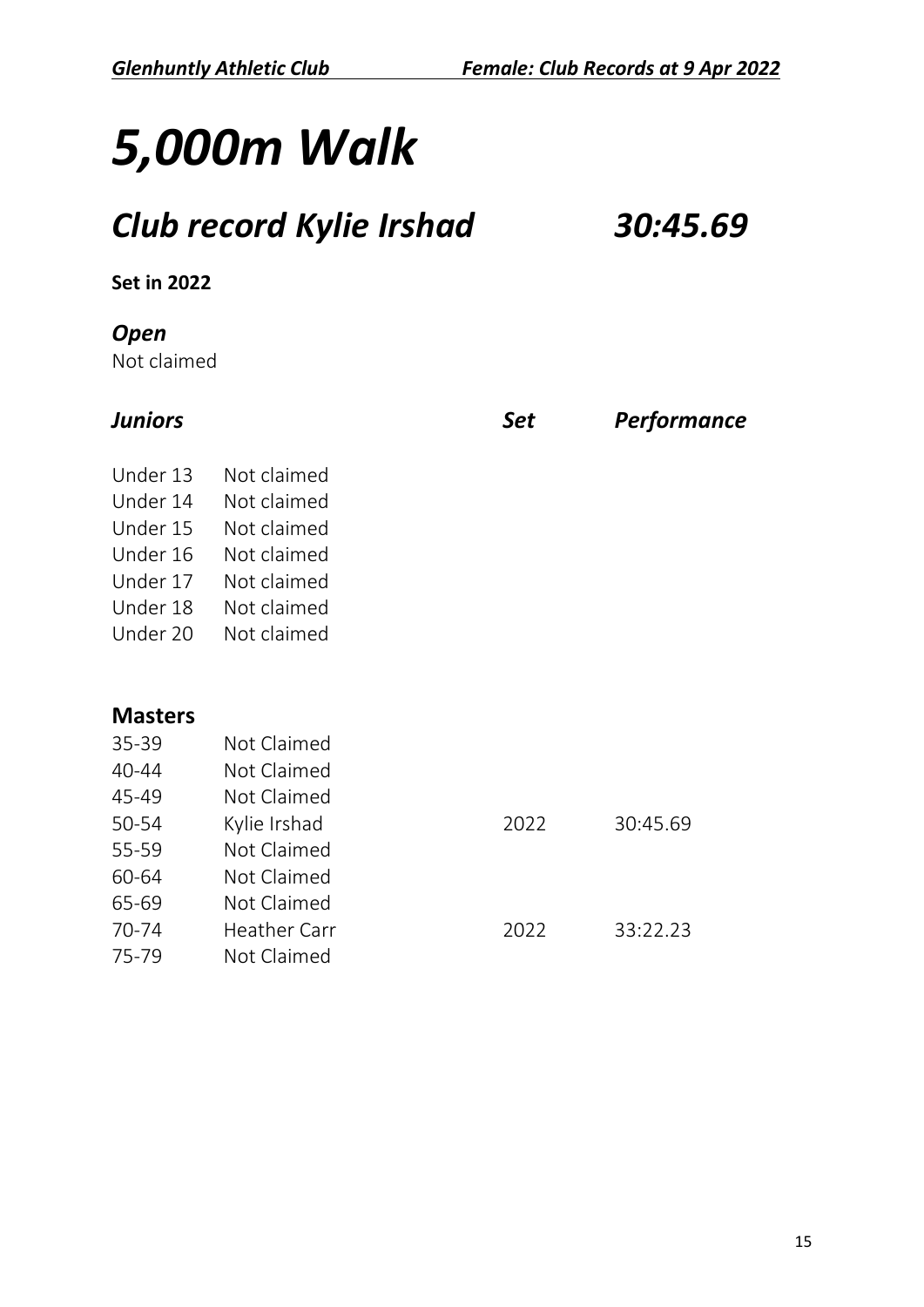# *5,000m Walk*

## *Club record Kylie Irshad 30:45.69*

**Set in 2022**

### *Open*

Not claimed

| *Juniors* | | *Set* | *Performance* |
|---|---|---|---|
| Under 13 | Not claimed | | |
| Under 14 | Not claimed | | |
| Under 15 | Not claimed | | |
| Under 16 | Not claimed | | |
| Under 17 | Not claimed | | |
| Under 18 | Not claimed | | |
| Under 20 | Not claimed | | |

**Masters**

| | | | |
|---|---|---|---|
| 35-39 | Not Claimed | | |
| 40-44 | Not Claimed | | |
| 45-49 | Not Claimed | | |
| 50-54 | Kylie Irshad | 2022 | 30:45.69 |
| 55-59 | Not Claimed | | |
| 60-64 | Not Claimed | | |
| 65-69 | Not Claimed | | |
| 70-74 | Heather Carr | 2022 | 33:22.23 |
| 75-79 | Not Claimed | | |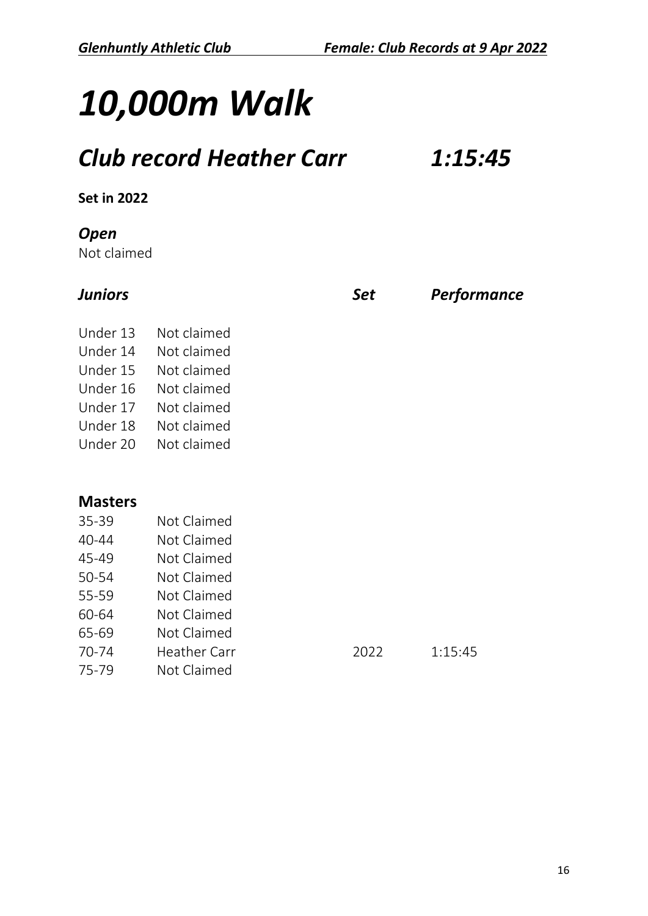# 10,000m Walk

## Club record Heather Carr 1:15:45

**Set in 2022**

### Open

Not claimed

| Juniors | | Set | Performance |
|---|---|---|---|
| Under 13 | Not claimed | | |
| Under 14 | Not claimed | | |
| Under 15 | Not claimed | | |
| Under 16 | Not claimed | | |
| Under 17 | Not claimed | | |
| Under 18 | Not claimed | | |
| Under 20 | Not claimed | | |

**Masters**

| | | | |
|---|---|---|---|
| 35-39 | Not Claimed | | |
| 40-44 | Not Claimed | | |
| 45-49 | Not Claimed | | |
| 50-54 | Not Claimed | | |
| 55-59 | Not Claimed | | |
| 60-64 | Not Claimed | | |
| 65-69 | Not Claimed | | |
| 70-74 | Heather Carr | 2022 | 1:15:45 |
| 75-79 | Not Claimed | | |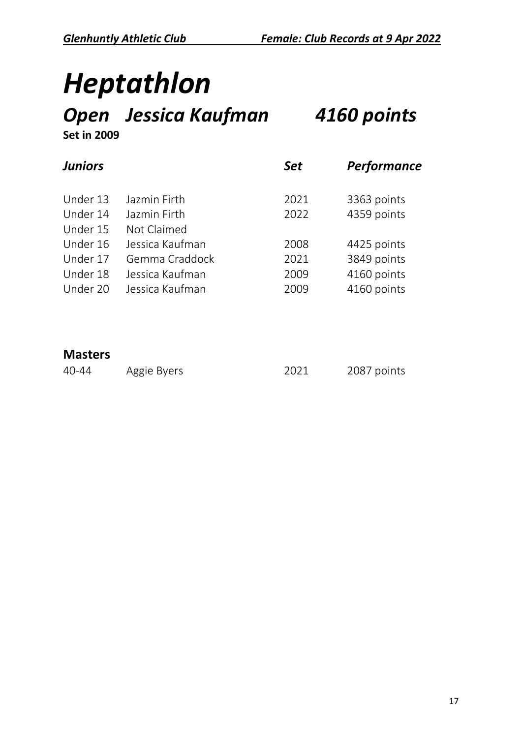# *Heptathlon*

## *Open Jessica Kaufman 4160 points*

**Set in 2009**

| *Juniors* | | *Set* | *Performance* |
|---|---|---|---|
| Under 13 | Jazmin Firth | 2021 | 3363 points |
| Under 14 | Jazmin Firth | 2022 | 4359 points |
| Under 15 | Not Claimed | | |
| Under 16 | Jessica Kaufman | 2008 | 4425 points |
| Under 17 | Gemma Craddock | 2021 | 3849 points |
| Under 18 | Jessica Kaufman | 2009 | 4160 points |
| Under 20 | Jessica Kaufman | 2009 | 4160 points |

**Masters**

| | | | |
|---|---|---|---|
| 40-44 | Aggie Byers | 2021 | 2087 points |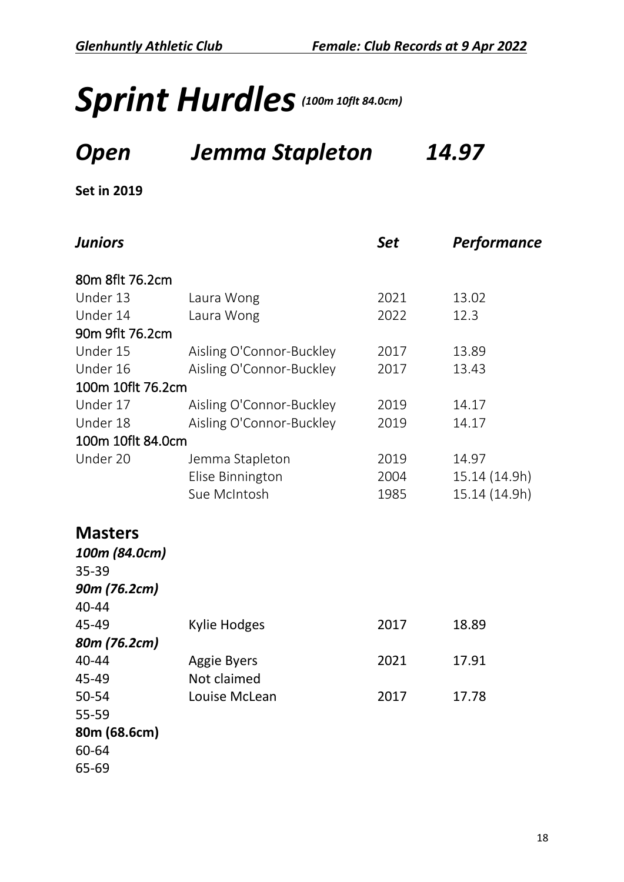# *Sprint Hurdles* *(100m 10flt 84.0cm)*

## *Open Jemma Stapleton 14.97*

**Set in 2019**

| *Juniors* | | *Set* | *Performance* |
|---|---|---|---|
| 80m 8flt 76.2cm | | | |
| Under 13 | Laura Wong | 2021 | 13.02 |
| Under 14 | Laura Wong | 2022 | 12.3 |
| 90m 9flt 76.2cm | | | |
| Under 15 | Aisling O'Connor-Buckley | 2017 | 13.89 |
| Under 16 | Aisling O'Connor-Buckley | 2017 | 13.43 |
| 100m 10flt 76.2cm | | | |
| Under 17 | Aisling O'Connor-Buckley | 2019 | 14.17 |
| Under 18 | Aisling O'Connor-Buckley | 2019 | 14.17 |
| 100m 10flt 84.0cm | | | |
| Under 20 | Jemma Stapleton | 2019 | 14.97 |
| | Elise Binnington | 2004 | 15.14 (14.9h) |
| | Sue McIntosh | 1985 | 15.14 (14.9h) |

## Masters

| | | | |
|---|---|---|---|
| *100m (84.0cm)* | | | |
| 35-39 | | | |
| *90m (76.2cm)* | | | |
| 40-44 | | | |
| 45-49 | Kylie Hodges | 2017 | 18.89 |
| *80m (76.2cm)* | | | |
| 40-44 | Aggie Byers | 2021 | 17.91 |
| 45-49 | Not claimed | | |
| 50-54 | Louise McLean | 2017 | 17.78 |
| 55-59 | | | |
| **80m (68.6cm)** | | | |
| 60-64 | | | |
| 65-69 | | | |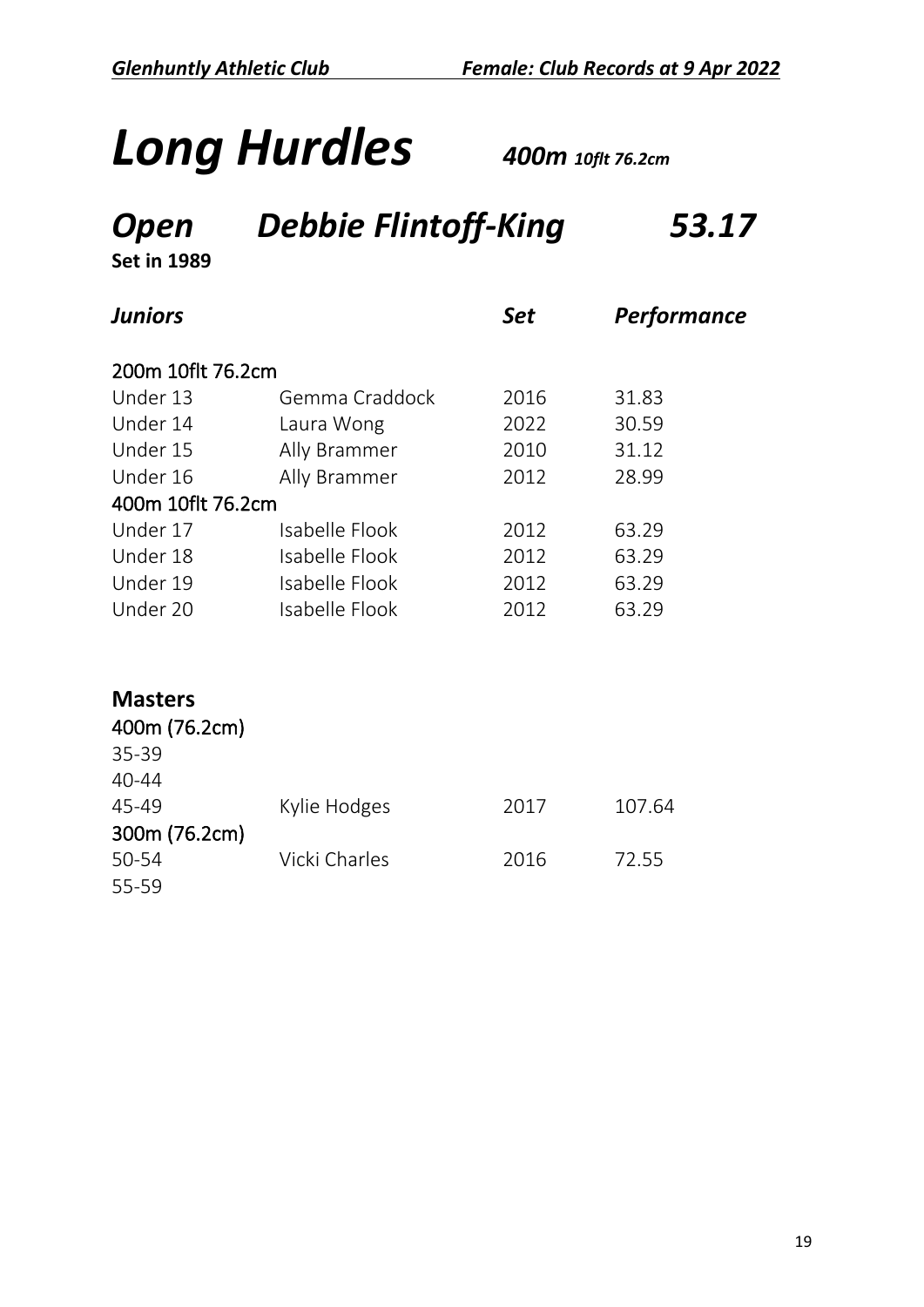# *Long Hurdles* ***400m*** ***10flt 76.2cm***

## *Open Debbie Flintoff-King 53.17*

**Set in 1989**

| ***Juniors*** | | ***Set*** | ***Performance*** |
|---|---|---|---|
| 200m 10flt 76.2cm | | | |
| Under 13 | Gemma Craddock | 2016 | 31.83 |
| Under 14 | Laura Wong | 2022 | 30.59 |
| Under 15 | Ally Brammer | 2010 | 31.12 |
| Under 16 | Ally Brammer | 2012 | 28.99 |
| 400m 10flt 76.2cm | | | |
| Under 17 | Isabelle Flook | 2012 | 63.29 |
| Under 18 | Isabelle Flook | 2012 | 63.29 |
| Under 19 | Isabelle Flook | 2012 | 63.29 |
| Under 20 | Isabelle Flook | 2012 | 63.29 |

**Masters**

| | | | |
|---|---|---|---|
| 400m (76.2cm) | | | |
| 35-39 | | | |
| 40-44 | | | |
| 45-49 | Kylie Hodges | 2017 | 107.64 |
| 300m (76.2cm) | | | |
| 50-54 | Vicki Charles | 2016 | 72.55 |
| 55-59 | | | |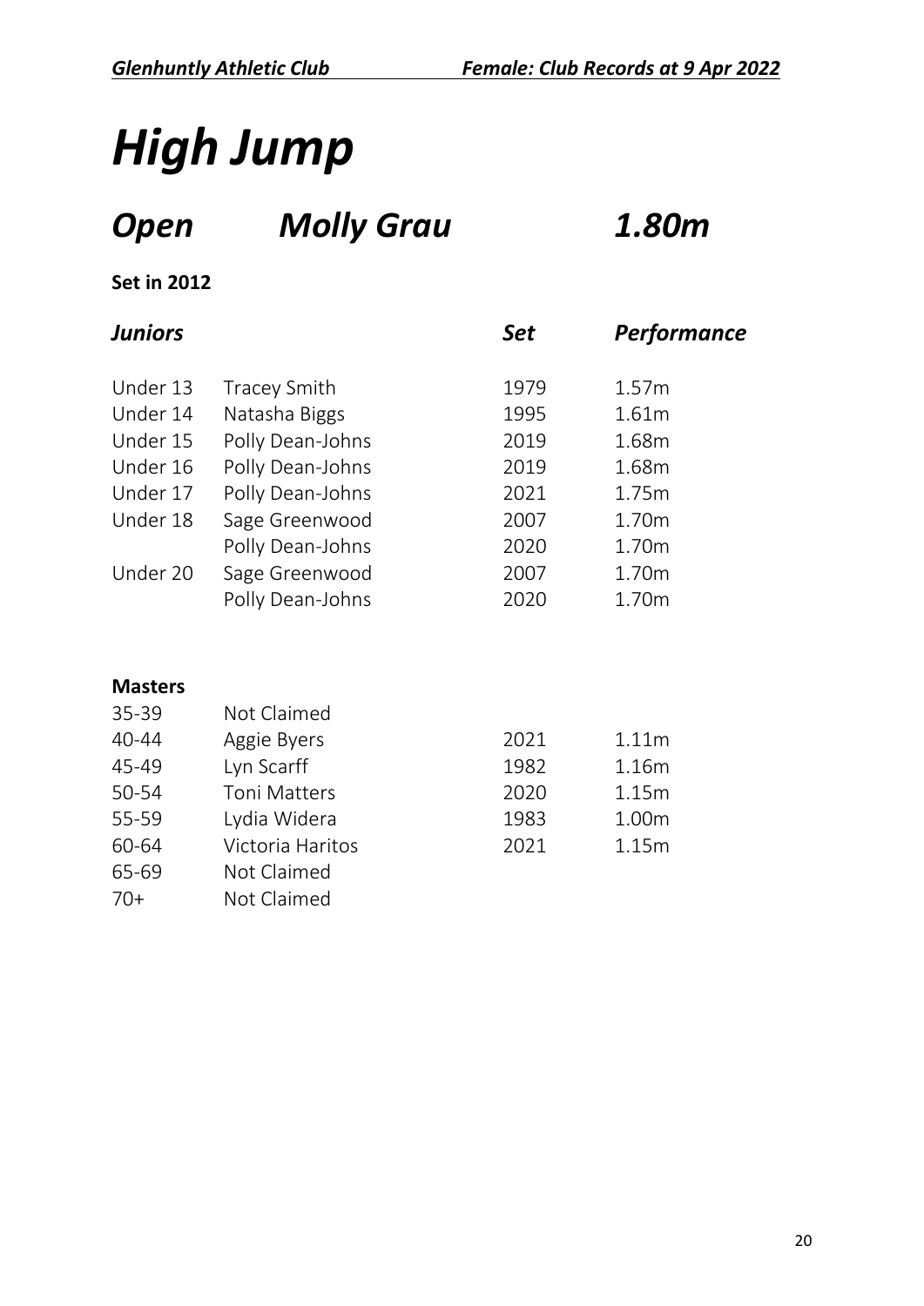# *High Jump*

## *Open* *Molly Grau* *1.80m*

**Set in 2012**

| *Juniors* | | *Set* | *Performance* |
|---|---|---|---|
| Under 13 | Tracey Smith | 1979 | 1.57m |
| Under 14 | Natasha Biggs | 1995 | 1.61m |
| Under 15 | Polly Dean-Johns | 2019 | 1.68m |
| Under 16 | Polly Dean-Johns | 2019 | 1.68m |
| Under 17 | Polly Dean-Johns | 2021 | 1.75m |
| Under 18 | Sage Greenwood | 2007 | 1.70m |
| | Polly Dean-Johns | 2020 | 1.70m |
| Under 20 | Sage Greenwood | 2007 | 1.70m |
| | Polly Dean-Johns | 2020 | 1.70m |

**Masters**

| | | | |
|---|---|---|---|
| 35-39 | Not Claimed | | |
| 40-44 | Aggie Byers | 2021 | 1.11m |
| 45-49 | Lyn Scarff | 1982 | 1.16m |
| 50-54 | Toni Matters | 2020 | 1.15m |
| 55-59 | Lydia Widera | 1983 | 1.00m |
| 60-64 | Victoria Haritos | 2021 | 1.15m |
| 65-69 | Not Claimed | | |
| 70+ | Not Claimed | | |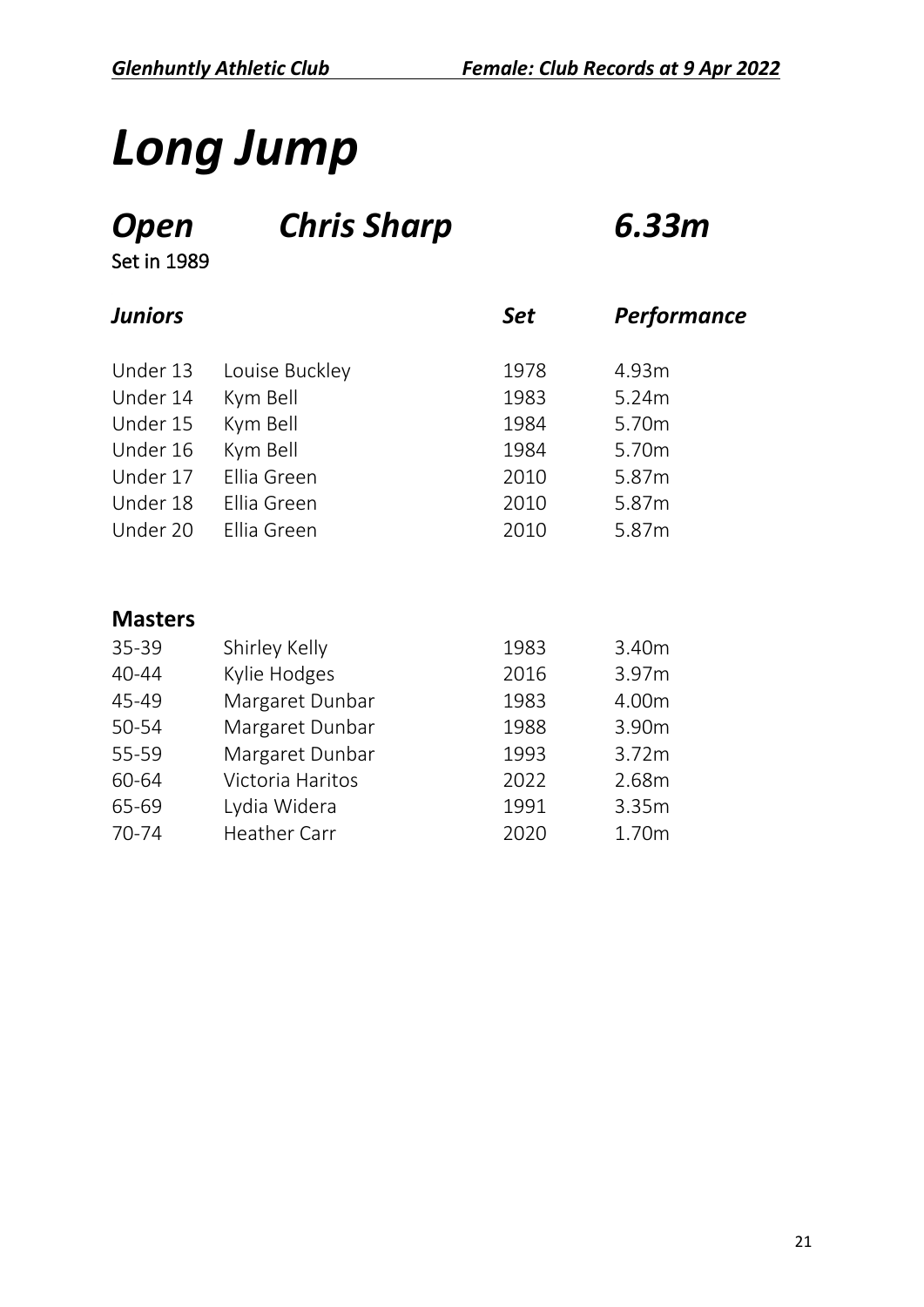# *Long Jump*

## *Open* *Chris Sharp* *6.33m*

Set in 1989

| *Juniors* | | *Set* | *Performance* |
|---|---|---|---|
| Under 13 | Louise Buckley | 1978 | 4.93m |
| Under 14 | Kym Bell | 1983 | 5.24m |
| Under 15 | Kym Bell | 1984 | 5.70m |
| Under 16 | Kym Bell | 1984 | 5.70m |
| Under 17 | Ellia Green | 2010 | 5.87m |
| Under 18 | Ellia Green | 2010 | 5.87m |
| Under 20 | Ellia Green | 2010 | 5.87m |

**Masters**

| | | | |
|---|---|---|---|
| 35-39 | Shirley Kelly | 1983 | 3.40m |
| 40-44 | Kylie Hodges | 2016 | 3.97m |
| 45-49 | Margaret Dunbar | 1983 | 4.00m |
| 50-54 | Margaret Dunbar | 1988 | 3.90m |
| 55-59 | Margaret Dunbar | 1993 | 3.72m |
| 60-64 | Victoria Haritos | 2022 | 2.68m |
| 65-69 | Lydia Widera | 1991 | 3.35m |
| 70-74 | Heather Carr | 2020 | 1.70m |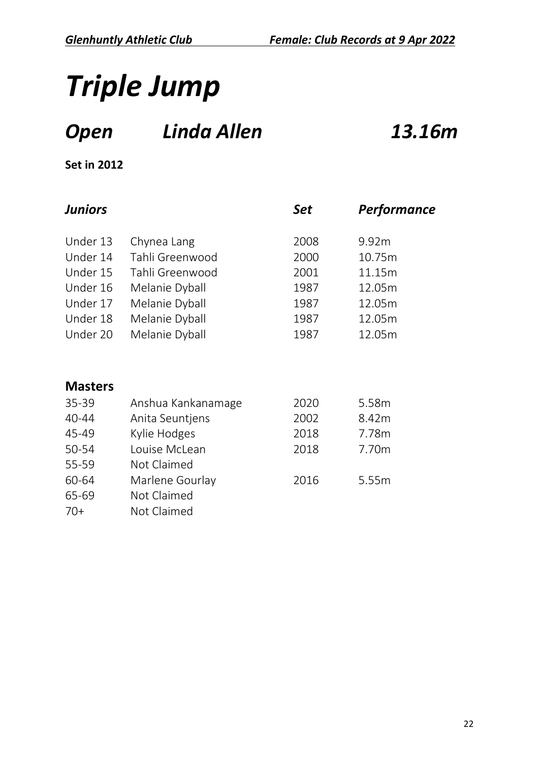# *Triple Jump*

## *Open Linda Allen 13.16m*

**Set in 2012**

| ***Juniors*** | | ***Set*** | ***Performance*** |
|---|---|---|---|
| Under 13 | Chynea Lang | 2008 | 9.92m |
| Under 14 | Tahli Greenwood | 2000 | 10.75m |
| Under 15 | Tahli Greenwood | 2001 | 11.15m |
| Under 16 | Melanie Dyball | 1987 | 12.05m |
| Under 17 | Melanie Dyball | 1987 | 12.05m |
| Under 18 | Melanie Dyball | 1987 | 12.05m |
| Under 20 | Melanie Dyball | 1987 | 12.05m |

**Masters**

| | | | |
|---|---|---|---|
| 35-39 | Anshua Kankanamage | 2020 | 5.58m |
| 40-44 | Anita Seuntjens | 2002 | 8.42m |
| 45-49 | Kylie Hodges | 2018 | 7.78m |
| 50-54 | Louise McLean | 2018 | 7.70m |
| 55-59 | Not Claimed | | |
| 60-64 | Marlene Gourlay | 2016 | 5.55m |
| 65-69 | Not Claimed | | |
| 70+ | Not Claimed | | |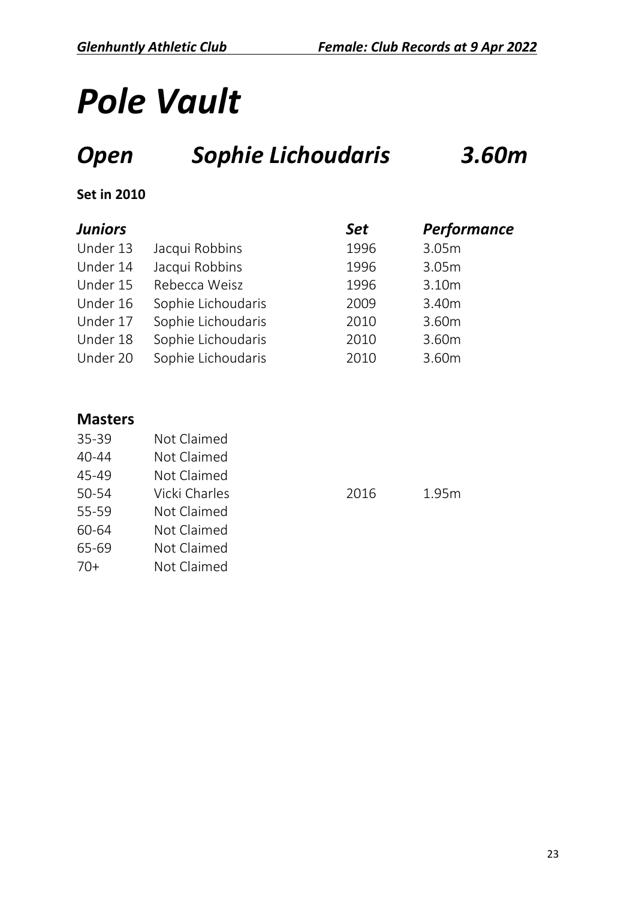# *Pole Vault*

## *Open Sophie Lichoudaris 3.60m*

**Set in 2010**

| ***Juniors*** | | ***Set*** | ***Performance*** |
|---|---|---|---|
| Under 13 | Jacqui Robbins | 1996 | 3.05m |
| Under 14 | Jacqui Robbins | 1996 | 3.05m |
| Under 15 | Rebecca Weisz | 1996 | 3.10m |
| Under 16 | Sophie Lichoudaris | 2009 | 3.40m |
| Under 17 | Sophie Lichoudaris | 2010 | 3.60m |
| Under 18 | Sophie Lichoudaris | 2010 | 3.60m |
| Under 20 | Sophie Lichoudaris | 2010 | 3.60m |

### **Masters**

| | | | |
|---|---|---|---|
| 35-39 | Not Claimed | | |
| 40-44 | Not Claimed | | |
| 45-49 | Not Claimed | | |
| 50-54 | Vicki Charles | 2016 | 1.95m |
| 55-59 | Not Claimed | | |
| 60-64 | Not Claimed | | |
| 65-69 | Not Claimed | | |
| 70+ | Not Claimed | | |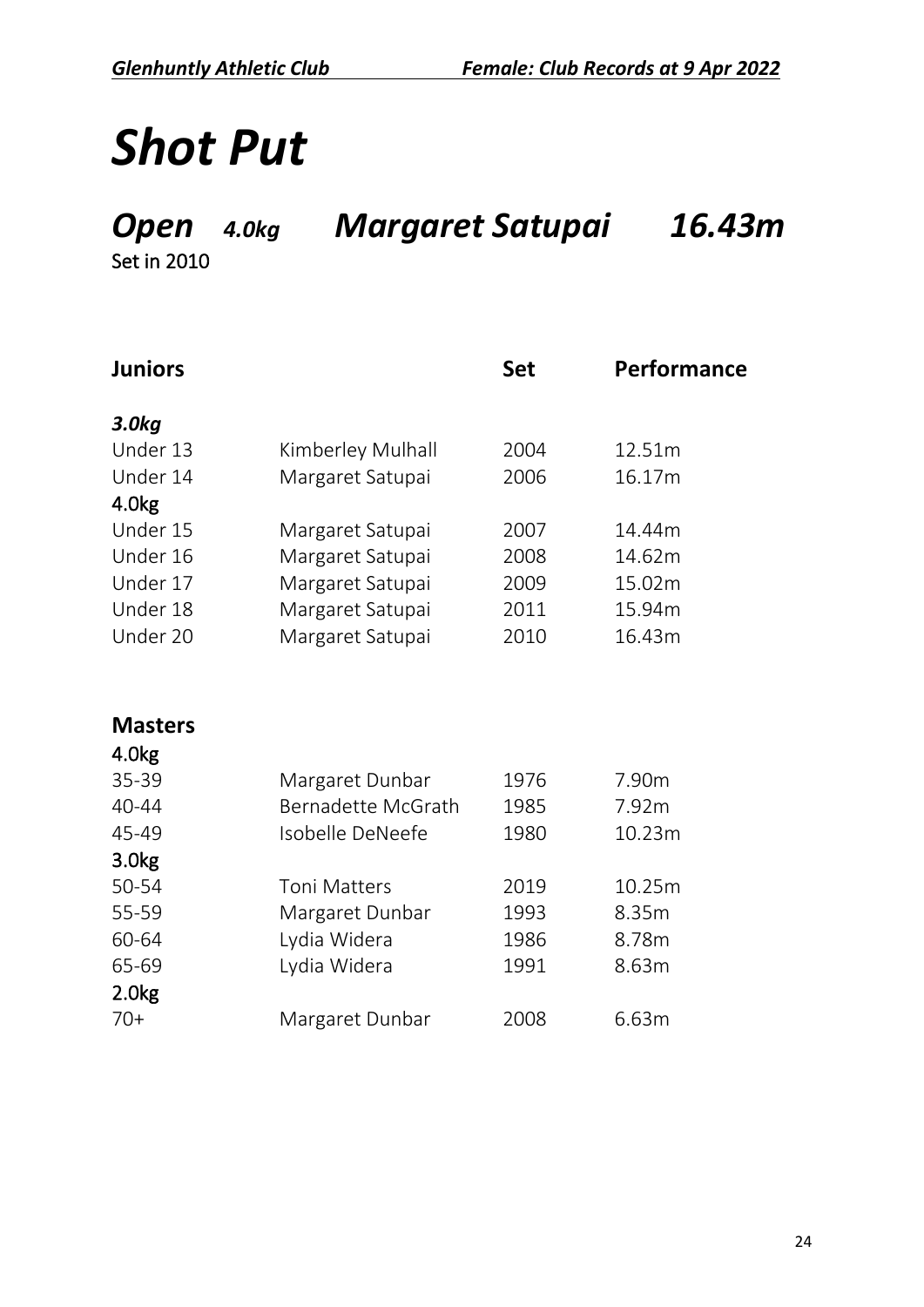# *Shot Put*

## *Open* *4.0kg* *Margaret Satupai* *16.43m*

Set in 2010

| Juniors | | Set | Performance |
|---|---|---|---|
| ***3.0kg*** | | | |
| Under 13 | Kimberley Mulhall | 2004 | 12.51m |
| Under 14 | Margaret Satupai | 2006 | 16.17m |
| **4.0kg** | | | |
| Under 15 | Margaret Satupai | 2007 | 14.44m |
| Under 16 | Margaret Satupai | 2008 | 14.62m |
| Under 17 | Margaret Satupai | 2009 | 15.02m |
| Under 18 | Margaret Satupai | 2011 | 15.94m |
| Under 20 | Margaret Satupai | 2010 | 16.43m |

| Masters | | | |
|---|---|---|---|
| **4.0kg** | | | |
| 35-39 | Margaret Dunbar | 1976 | 7.90m |
| 40-44 | Bernadette McGrath | 1985 | 7.92m |
| 45-49 | Isobelle DeNeefe | 1980 | 10.23m |
| **3.0kg** | | | |
| 50-54 | Toni Matters | 2019 | 10.25m |
| 55-59 | Margaret Dunbar | 1993 | 8.35m |
| 60-64 | Lydia Widera | 1986 | 8.78m |
| 65-69 | Lydia Widera | 1991 | 8.63m |
| **2.0kg** | | | |
| 70+ | Margaret Dunbar | 2008 | 6.63m |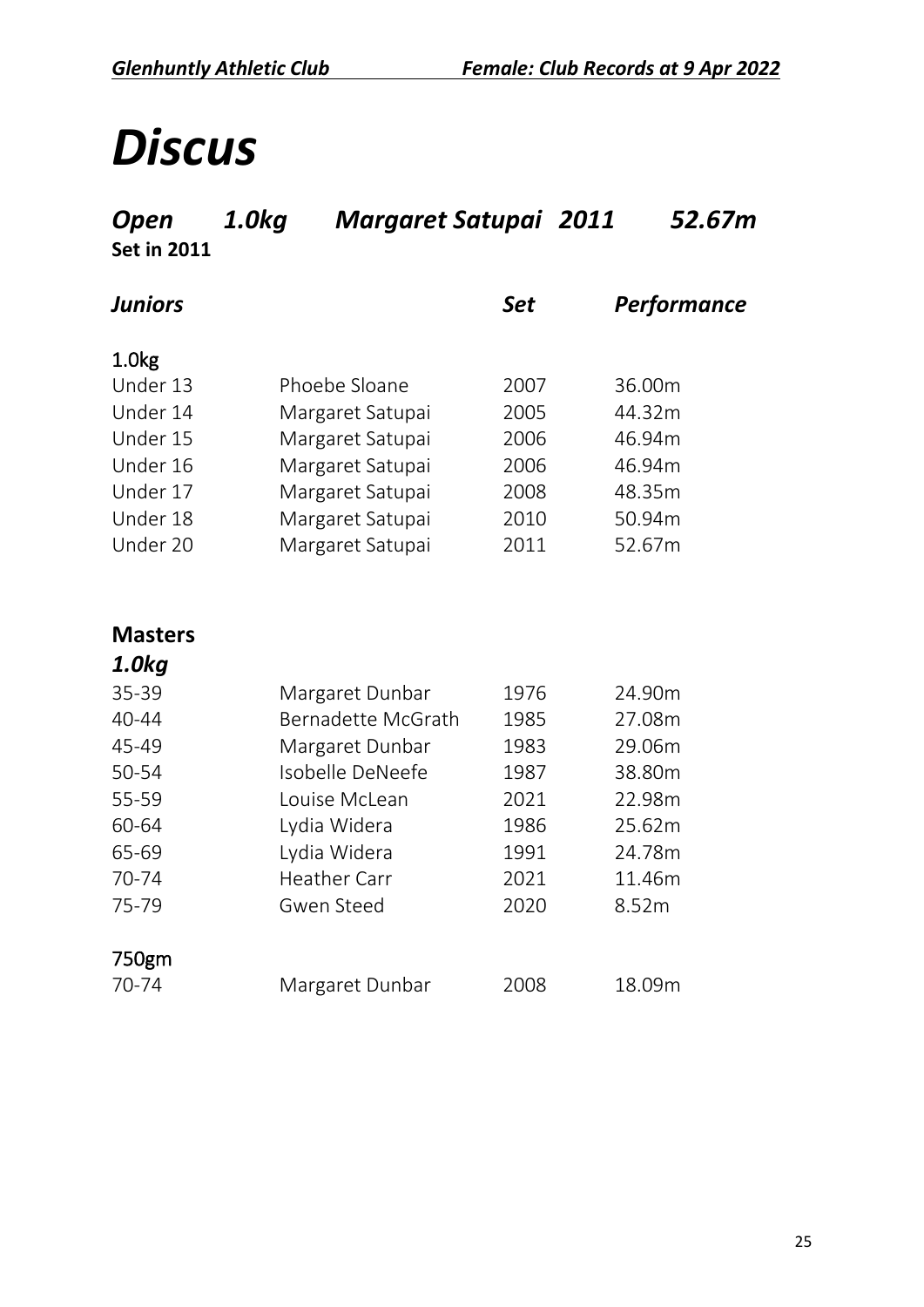# *Discus*

## *Open 1.0kg Margaret Satupai 2011 52.67m*

**Set in 2011**

| ***Juniors*** | | ***Set*** | ***Performance*** |
|---|---|---|---|
| **1.0kg** | | | |
| Under 13 | Phoebe Sloane | 2007 | 36.00m |
| Under 14 | Margaret Satupai | 2005 | 44.32m |
| Under 15 | Margaret Satupai | 2006 | 46.94m |
| Under 16 | Margaret Satupai | 2006 | 46.94m |
| Under 17 | Margaret Satupai | 2008 | 48.35m |
| Under 18 | Margaret Satupai | 2010 | 50.94m |
| Under 20 | Margaret Satupai | 2011 | 52.67m |

## Masters

### *1.0kg*

| | | | |
|---|---|---|---|
| 35-39 | Margaret Dunbar | 1976 | 24.90m |
| 40-44 | Bernadette McGrath | 1985 | 27.08m |
| 45-49 | Margaret Dunbar | 1983 | 29.06m |
| 50-54 | Isobelle DeNeefe | 1987 | 38.80m |
| 55-59 | Louise McLean | 2021 | 22.98m |
| 60-64 | Lydia Widera | 1986 | 25.62m |
| 65-69 | Lydia Widera | 1991 | 24.78m |
| 70-74 | Heather Carr | 2021 | 11.46m |
| 75-79 | Gwen Steed | 2020 | 8.52m |

### 750gm

| | | | |
|---|---|---|---|
| 70-74 | Margaret Dunbar | 2008 | 18.09m |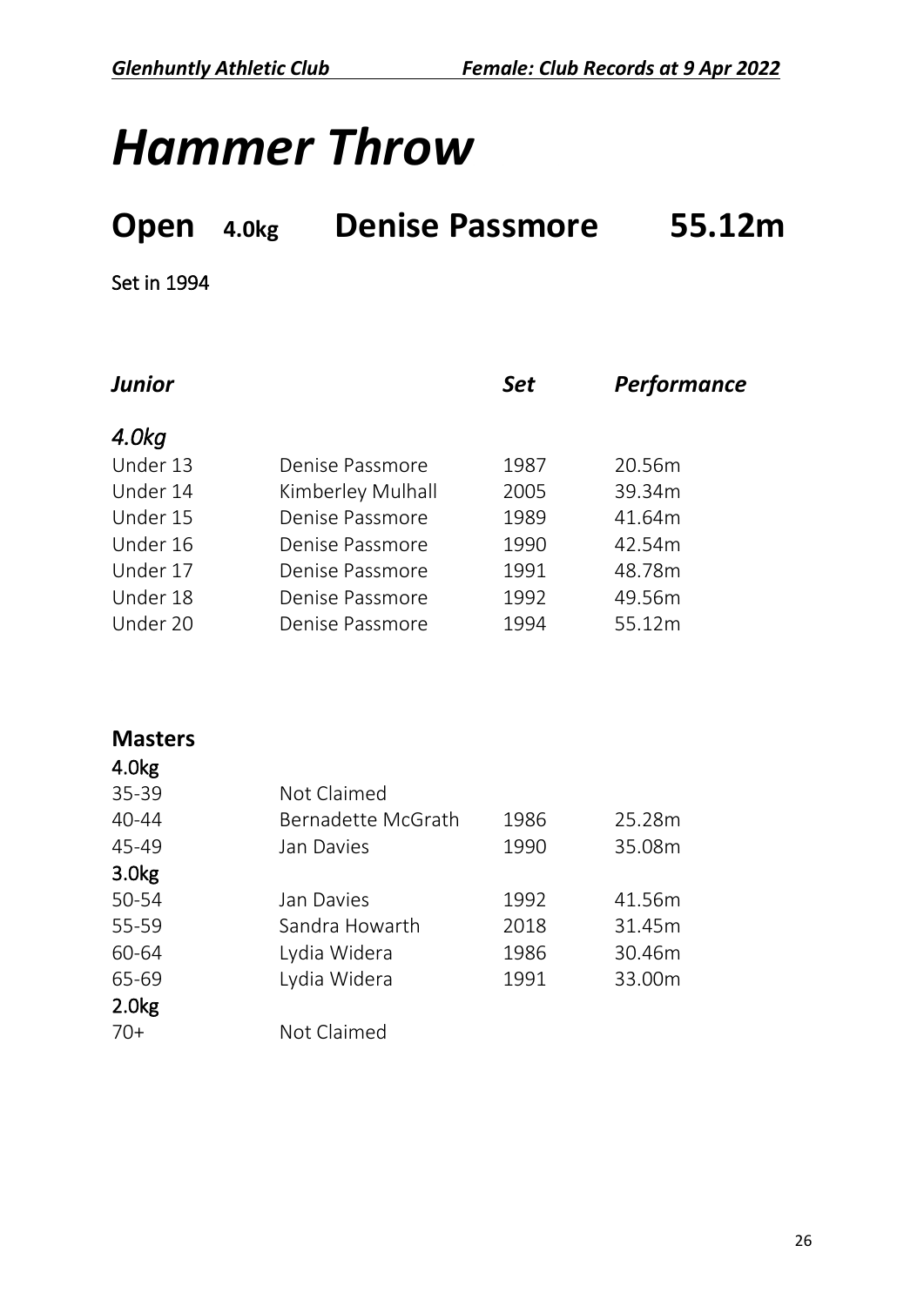# Hammer Throw

## Open 4.0kg Denise Passmore 55.12m

Set in 1994

| ***Junior*** | | ***Set*** | ***Performance*** |
|---|---|---|---|
| *4.0kg* | | | |
| Under 13 | Denise Passmore | 1987 | 20.56m |
| Under 14 | Kimberley Mulhall | 2005 | 39.34m |
| Under 15 | Denise Passmore | 1989 | 41.64m |
| Under 16 | Denise Passmore | 1990 | 42.54m |
| Under 17 | Denise Passmore | 1991 | 48.78m |
| Under 18 | Denise Passmore | 1992 | 49.56m |
| Under 20 | Denise Passmore | 1994 | 55.12m |

| **Masters** | | | |
|---|---|---|---|
| **4.0kg** | | | |
| 35-39 | Not Claimed | | |
| 40-44 | Bernadette McGrath | 1986 | 25.28m |
| 45-49 | Jan Davies | 1990 | 35.08m |
| **3.0kg** | | | |
| 50-54 | Jan Davies | 1992 | 41.56m |
| 55-59 | Sandra Howarth | 2018 | 31.45m |
| 60-64 | Lydia Widera | 1986 | 30.46m |
| 65-69 | Lydia Widera | 1991 | 33.00m |
| **2.0kg** | | | |
| 70+ | Not Claimed | | |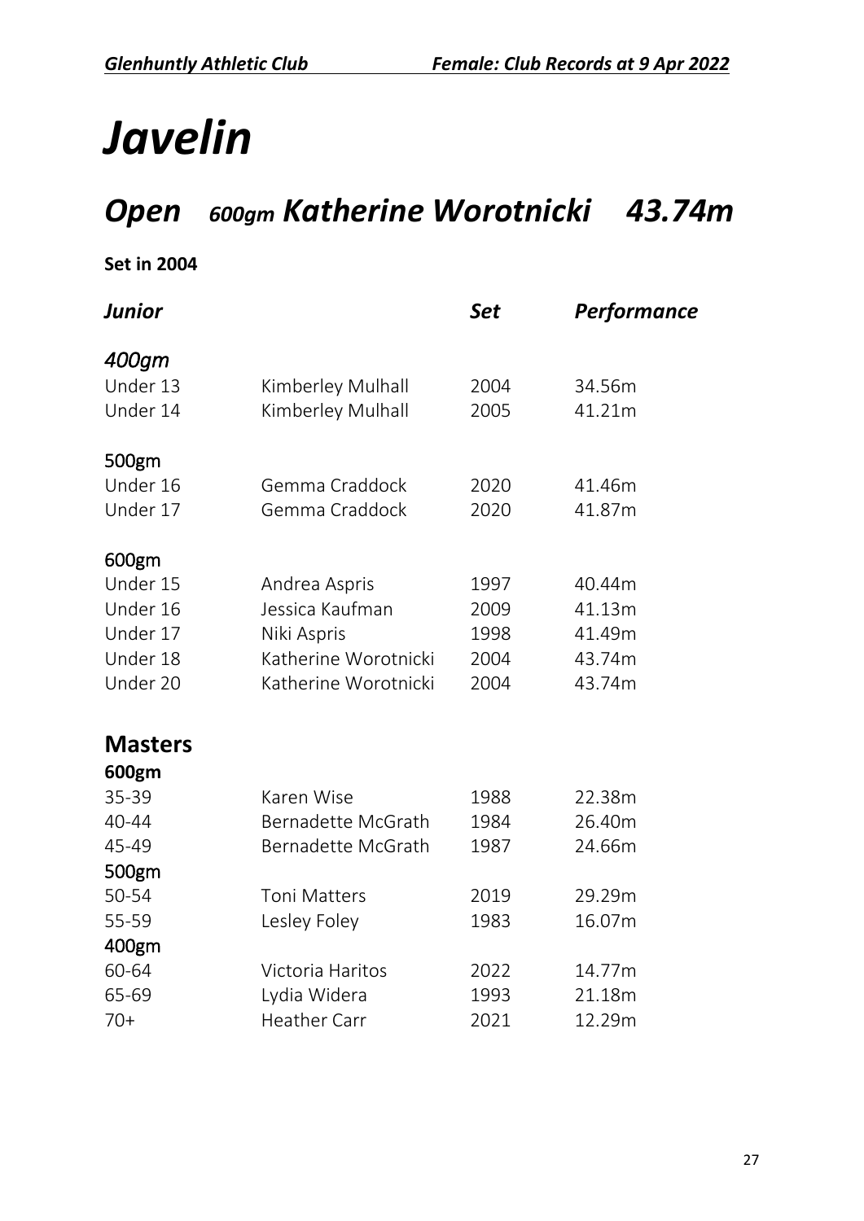# *Javelin*

## *Open* *600gm* *Katherine Worotnicki* *43.74m*

**Set in 2004**

| *Junior* | | *Set* | *Performance* |
|---|---|---|---|
| *400gm* | | | |
| Under 13 | Kimberley Mulhall | 2004 | 34.56m |
| Under 14 | Kimberley Mulhall | 2005 | 41.21m |
| 500gm | | | |
| Under 16 | Gemma Craddock | 2020 | 41.46m |
| Under 17 | Gemma Craddock | 2020 | 41.87m |
| 600gm | | | |
| Under 15 | Andrea Aspris | 1997 | 40.44m |
| Under 16 | Jessica Kaufman | 2009 | 41.13m |
| Under 17 | Niki Aspris | 1998 | 41.49m |
| Under 18 | Katherine Worotnicki | 2004 | 43.74m |
| Under 20 | Katherine Worotnicki | 2004 | 43.74m |

## Masters

| **600gm** | | | |
|---|---|---|---|
| 35-39 | Karen Wise | 1988 | 22.38m |
| 40-44 | Bernadette McGrath | 1984 | 26.40m |
| 45-49 | Bernadette McGrath | 1987 | 24.66m |
| 500gm | | | |
| 50-54 | Toni Matters | 2019 | 29.29m |
| 55-59 | Lesley Foley | 1983 | 16.07m |
| 400gm | | | |
| 60-64 | Victoria Haritos | 2022 | 14.77m |
| 65-69 | Lydia Widera | 1993 | 21.18m |
| 70+ | Heather Carr | 2021 | 12.29m |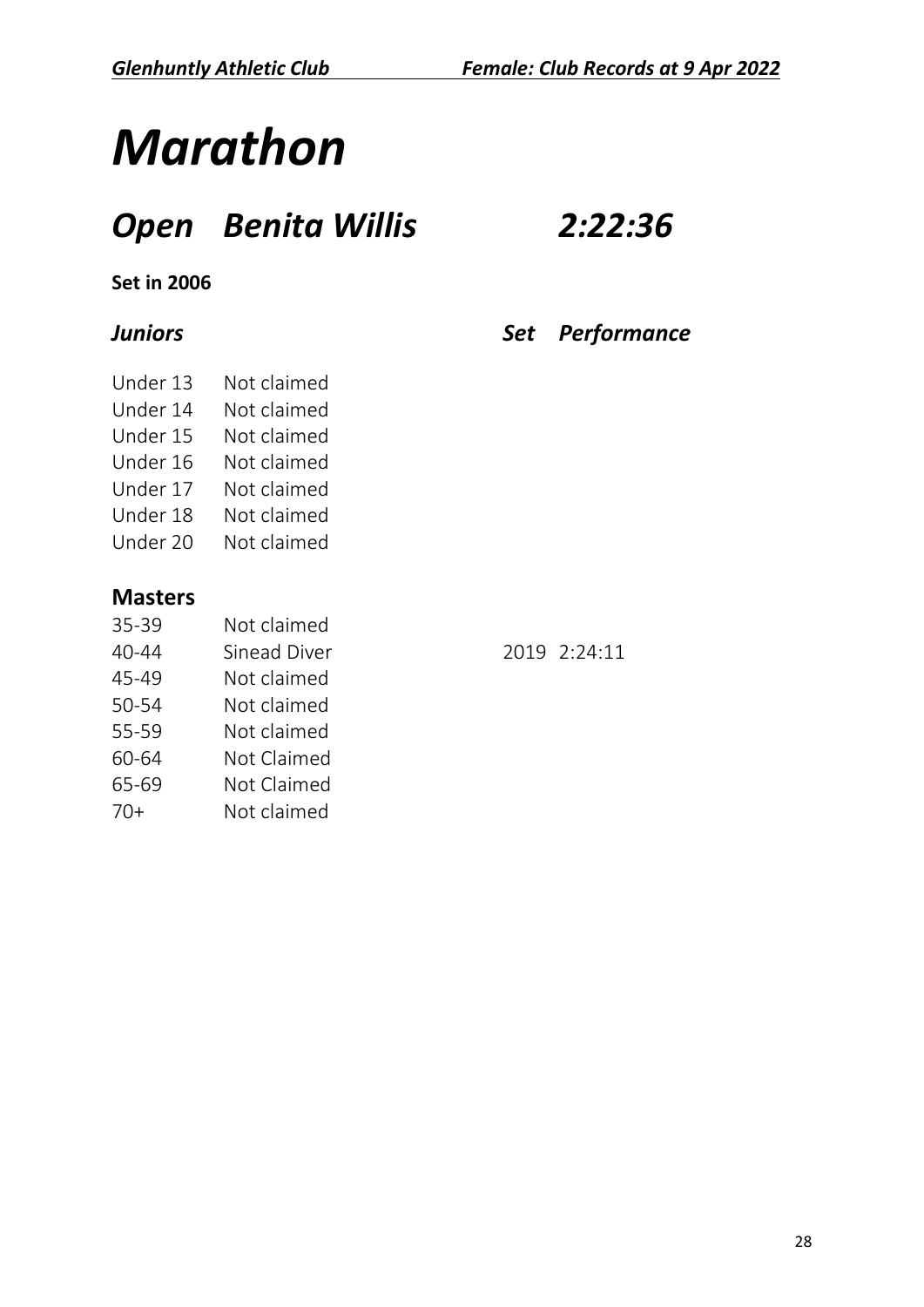# *Marathon*

## *Open Benita Willis 2:22:36*

**Set in 2006**

| *Juniors* | | *Set* | *Performance* |
|---|---|---|---|
| Under 13 | Not claimed | | |
| Under 14 | Not claimed | | |
| Under 15 | Not claimed | | |
| Under 16 | Not claimed | | |
| Under 17 | Not claimed | | |
| Under 18 | Not claimed | | |
| Under 20 | Not claimed | | |

### Masters

| | | | |
|---|---|---|---|
| 35-39 | Not claimed | | |
| 40-44 | Sinead Diver | 2019 | 2:24:11 |
| 45-49 | Not claimed | | |
| 50-54 | Not claimed | | |
| 55-59 | Not claimed | | |
| 60-64 | Not Claimed | | |
| 65-69 | Not Claimed | | |
| 70+ | Not claimed | | |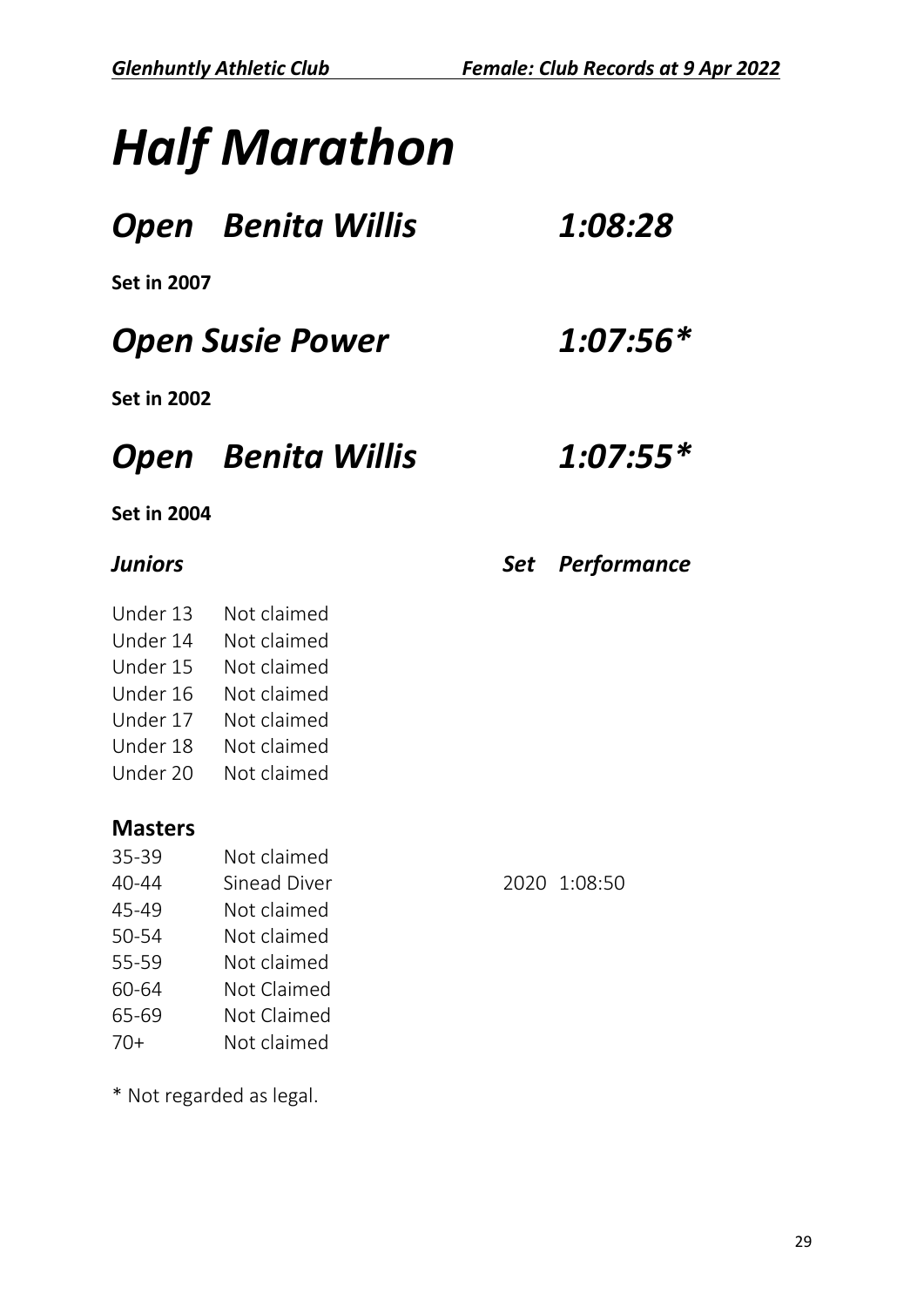# *Half Marathon*

## *Open Benita Willis 1:08:28*

**Set in 2007**

## *Open Susie Power 1:07:56**

**Set in 2002**

## *Open Benita Willis 1:07:55**

**Set in 2004**

| *Juniors* | | *Set* | *Performance* |
|---|---|---|---|
| Under 13 | Not claimed | | |
| Under 14 | Not claimed | | |
| Under 15 | Not claimed | | |
| Under 16 | Not claimed | | |
| Under 17 | Not claimed | | |
| Under 18 | Not claimed | | |
| Under 20 | Not claimed | | |

**Masters**

| | | | |
|---|---|---|---|
| 35-39 | Not claimed | | |
| 40-44 | Sinead Diver | 2020 | 1:08:50 |
| 45-49 | Not claimed | | |
| 50-54 | Not claimed | | |
| 55-59 | Not claimed | | |
| 60-64 | Not Claimed | | |
| 65-69 | Not Claimed | | |
| 70+ | Not claimed | | |

* Not regarded as legal.